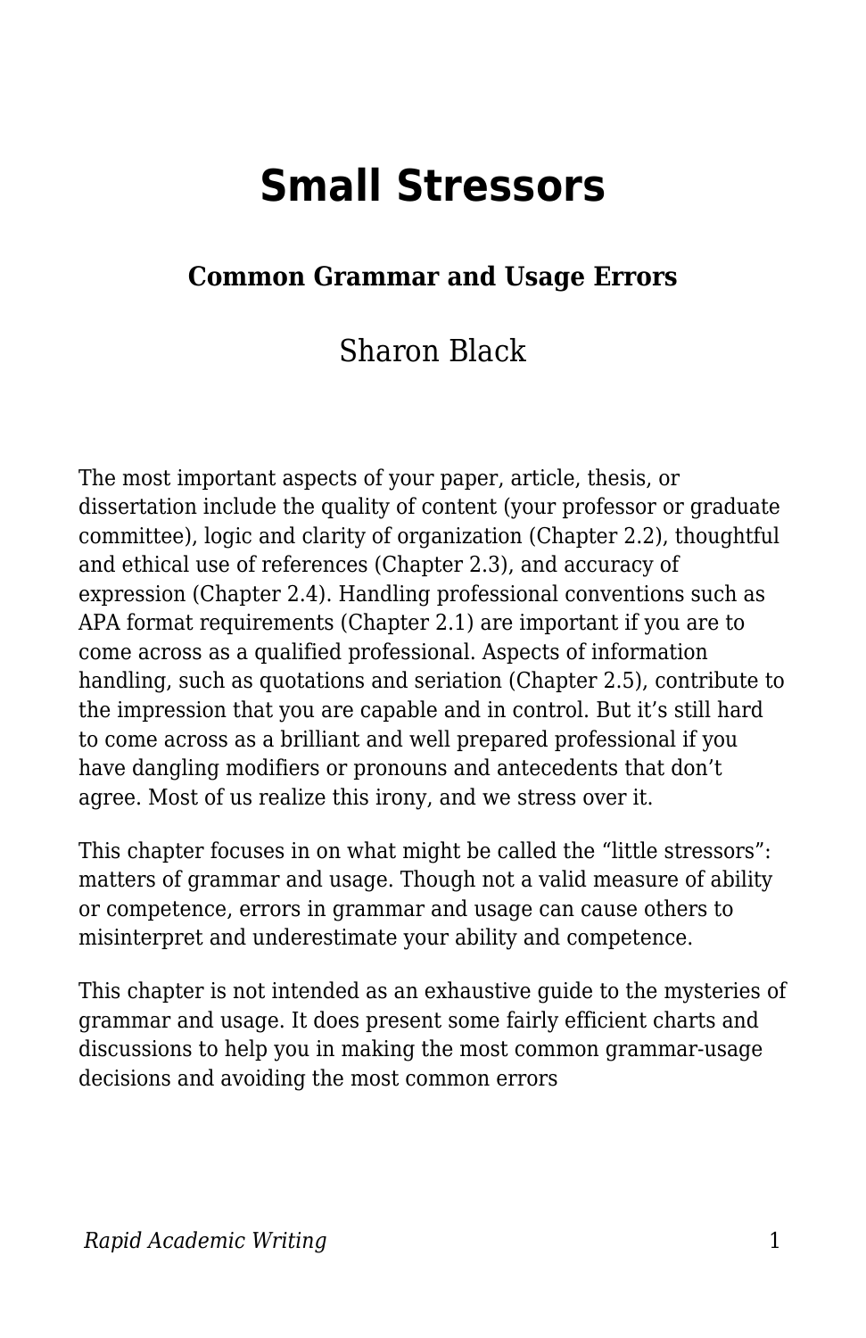# Small Stressors

### Common Grammar and Usage Errors

Sharon Black

The most important aspects of your paper, article, thesis, or dissertation include the quality of content (your professor or graduate committee), logic and clarity of organization (Chapter 2.2), thoughtful and ethical use of references (Chapter 2.3), and accuracy of expression (Chapter 2.4). Handling professional conventions such as APA format requirements (Chapter 2.1) are important if you are to come across as a qualified professional. Aspects of information handling, such as quotations and seriation (Chapter 2.5), contribute to the impression that you are capable and in control. But it's still hard to come across as a brilliant and well prepared professional if you have dangling modifiers or pronouns and antecedents that don't agree. Most of us realize this irony, and we stress over it.

This chapter focuses in on what might be called the "little stressors": matters of grammar and usage. Though not a valid measure of ability or competence, errors in grammar and usage can cause others to misinterpret and underestimate your ability and competence.

This chapter is not intended as an exhaustive guide to the mysteries of grammar and usage. It does present some fairly efficient charts and discussions to help you in making the most common grammar-usage decisions and avoiding the most common errors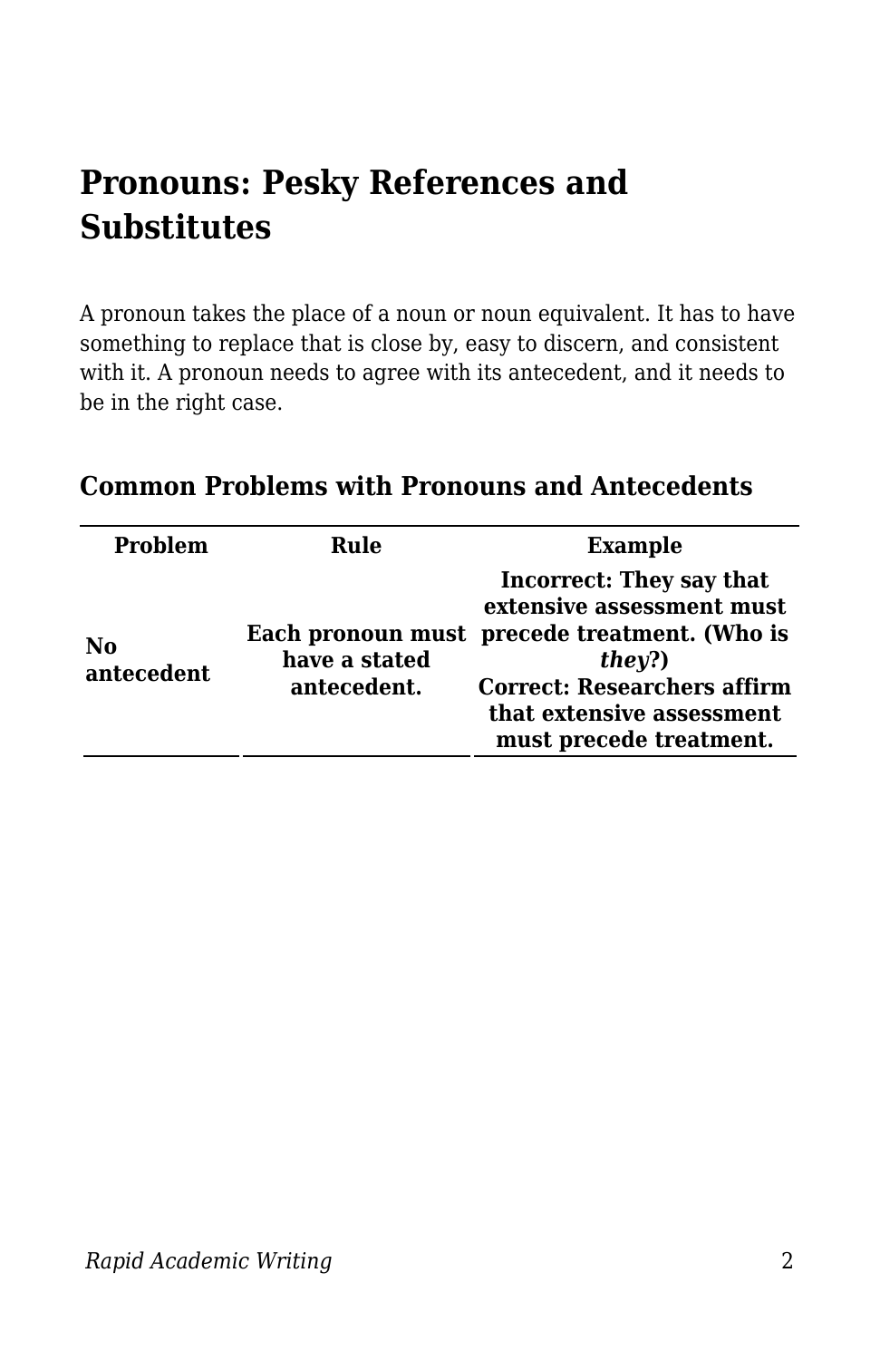## Pronouns: Pesky References and Substitutes

A pronoun takes the place of a noun or noun equivalent. It has to have something to replace that is close by, easy to discern, and consistent with it. A pronoun needs to agree with its antecedent, and it needs to be in the right case.

### Common Problems with Pronouns and Antecedents

| Problem | Rule | Example |
|---|---|---|
| **No antecedent** | **Each pronoun must have a stated antecedent.** | **Incorrect: They say that extensive assessment must precede treatment. (Who is *they*?)** **Correct: Researchers affirm that extensive assessment must precede treatment.** |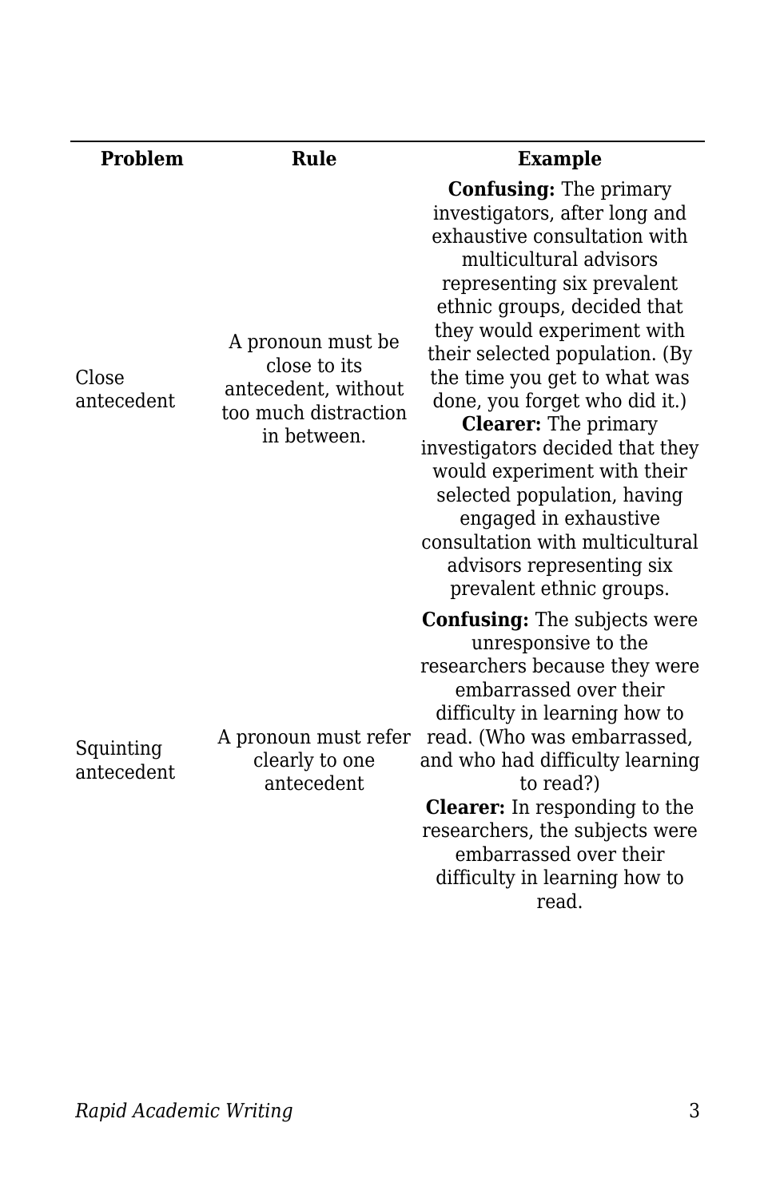| Problem | Rule | Example |
| --- | --- | --- |
| Close antecedent | A pronoun must be close to its antecedent, without too much distraction in between. | **Confusing:** The primary investigators, after long and exhaustive consultation with multicultural advisors representing six prevalent ethnic groups, decided that they would experiment with their selected population. (By the time you get to what was done, you forget who did it.) **Clearer:** The primary investigators decided that they would experiment with their selected population, having engaged in exhaustive consultation with multicultural advisors representing six prevalent ethnic groups. |
| Squinting antecedent | A pronoun must refer clearly to one antecedent | **Confusing:** The subjects were unresponsive to the researchers because they were embarrassed over their difficulty in learning how to read. (Who was embarrassed, and who had difficulty learning to read?) **Clearer:** In responding to the researchers, the subjects were embarrassed over their difficulty in learning how to read. |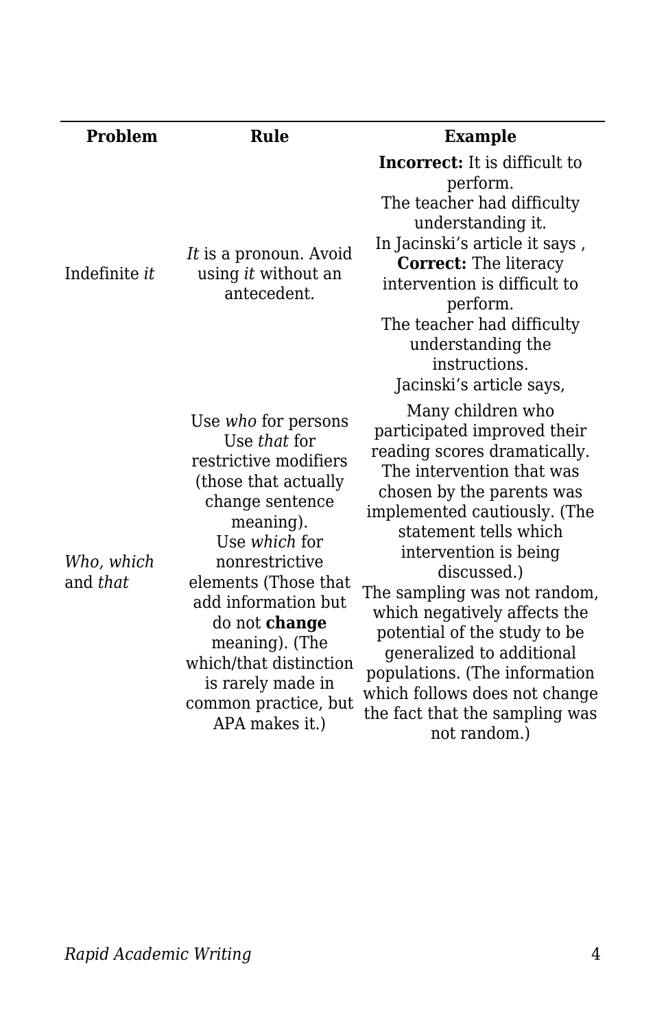| Problem | Rule | Example |
|---|---|---|
| Indefinite *it* | *It* is a pronoun. Avoid using *it* without an antecedent. | **Incorrect:** It is difficult to perform.<br>The teacher had difficulty understanding it.<br>In Jacinski's article it says ,<br>**Correct:** The literacy intervention is difficult to perform.<br>The teacher had difficulty understanding the instructions.<br>Jacinski's article says, |
| *Who, which* and *that* | Use *who* for persons<br>Use *that* for restrictive modifiers (those that actually change sentence meaning).<br>Use *which* for nonrestrictive elements (Those that add information but do not **change** meaning). (The which/that distinction is rarely made in common practice, but APA makes it.) | Many children who participated improved their reading scores dramatically.<br>The intervention that was chosen by the parents was implemented cautiously. (The statement tells which intervention is being discussed.)<br>The sampling was not random, which negatively affects the potential of the study to be generalized to additional populations. (The information which follows does not change the fact that the sampling was not random.) |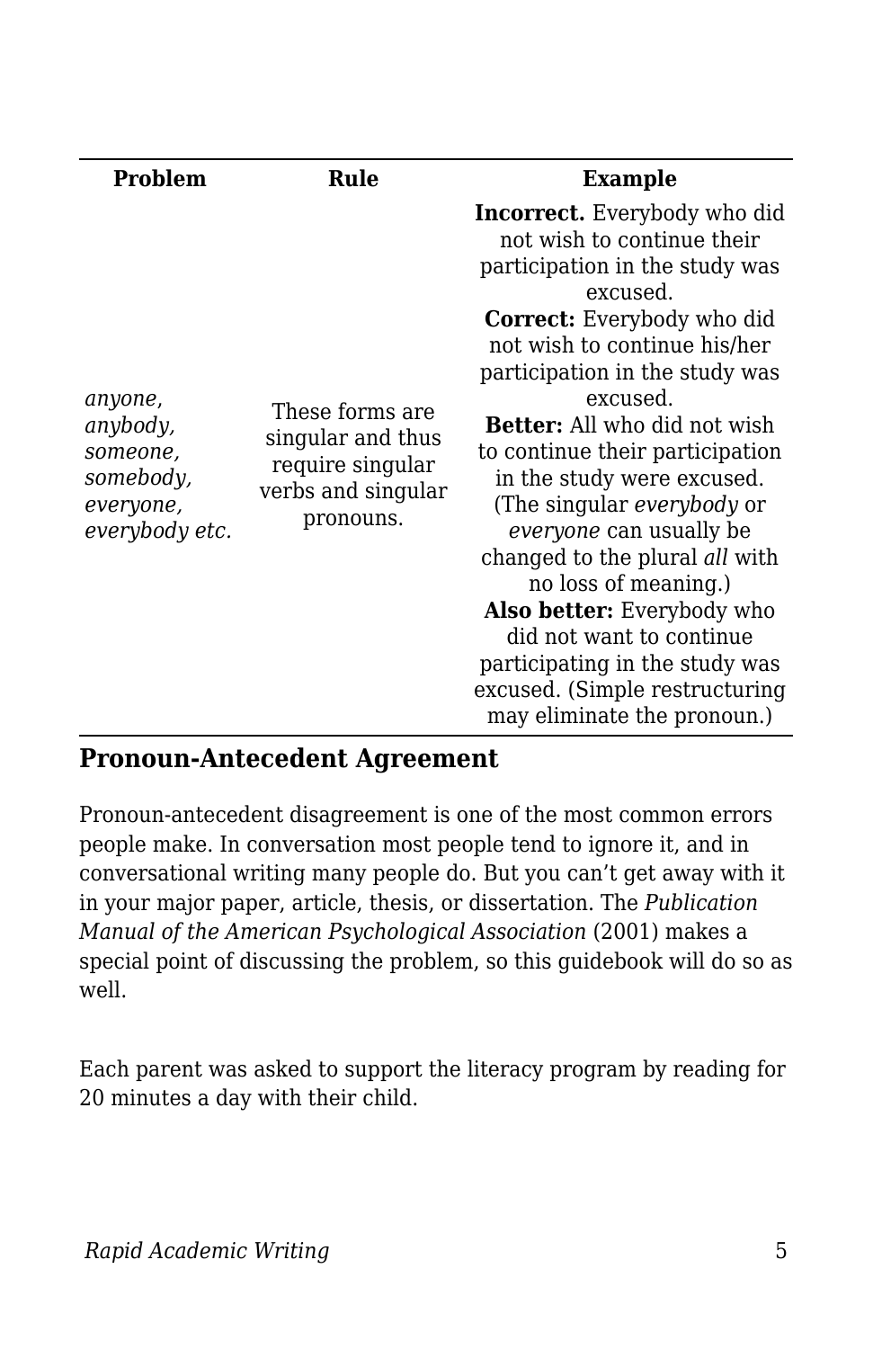| Problem | Rule | Example |
|---|---|---|
| *anyone*, *anybody, someone, somebody, everyone, everybody etc.* | These forms are singular and thus require singular verbs and singular pronouns. | **Incorrect.** Everybody who did not wish to continue their participation in the study was excused. **Correct:** Everybody who did not wish to continue his/her participation in the study was excused. **Better:** All who did not wish to continue their participation in the study were excused. (The singular *everybody* or *everyone* can usually be changed to the plural *all* with no loss of meaning.) **Also better:** Everybody who did not want to continue participating in the study was excused. (Simple restructuring may eliminate the pronoun.) |

## Pronoun-Antecedent Agreement

Pronoun-antecedent disagreement is one of the most common errors people make. In conversation most people tend to ignore it, and in conversational writing many people do. But you can't get away with it in your major paper, article, thesis, or dissertation. The *Publication Manual of the American Psychological Association* (2001) makes a special point of discussing the problem, so this guidebook will do so as well.

Each parent was asked to support the literacy program by reading for 20 minutes a day with their child.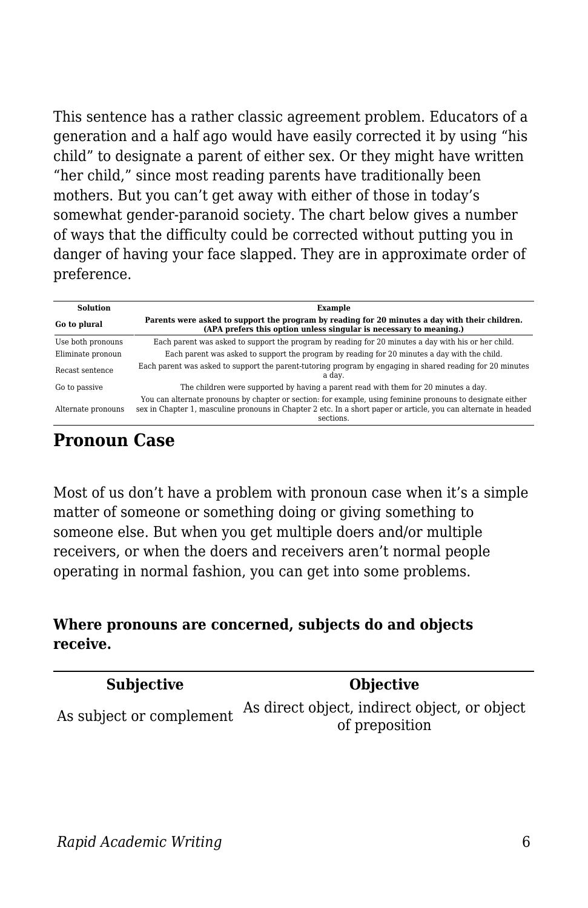This sentence has a rather classic agreement problem. Educators of a generation and a half ago would have easily corrected it by using “his child” to designate a parent of either sex. Or they might have written “her child,” since most reading parents have traditionally been mothers. But you can’t get away with either of those in today’s somewhat gender-paranoid society. The chart below gives a number of ways that the difficulty could be corrected without putting you in danger of having your face slapped. They are in approximate order of preference.

| Solution | Example |
|---|---|
| **Go to plural** | **Parents were asked to support the program by reading for 20 minutes a day with their children. (APA prefers this option unless singular is necessary to meaning.)** |
| Use both pronouns | Each parent was asked to support the program by reading for 20 minutes a day with his or her child. |
| Eliminate pronoun | Each parent was asked to support the program by reading for 20 minutes a day with the child. |
| Recast sentence | Each parent was asked to support the parent-tutoring program by engaging in shared reading for 20 minutes a day. |
| Go to passive | The children were supported by having a parent read with them for 20 minutes a day. |
| Alternate pronouns | You can alternate pronouns by chapter or section: for example, using feminine pronouns to designate either sex in Chapter 1, masculine pronouns in Chapter 2 etc. In a short paper or article, you can alternate in headed sections. |

## Pronoun Case

Most of us don’t have a problem with pronoun case when it’s a simple matter of someone or something doing or giving something to someone else. But when you get multiple doers and/or multiple receivers, or when the doers and receivers aren’t normal people operating in normal fashion, you can get into some problems.

**Where pronouns are concerned, subjects do and objects receive.**

| Subjective | Objective |
|---|---|
| As subject or complement | As direct object, indirect object, or object of preposition |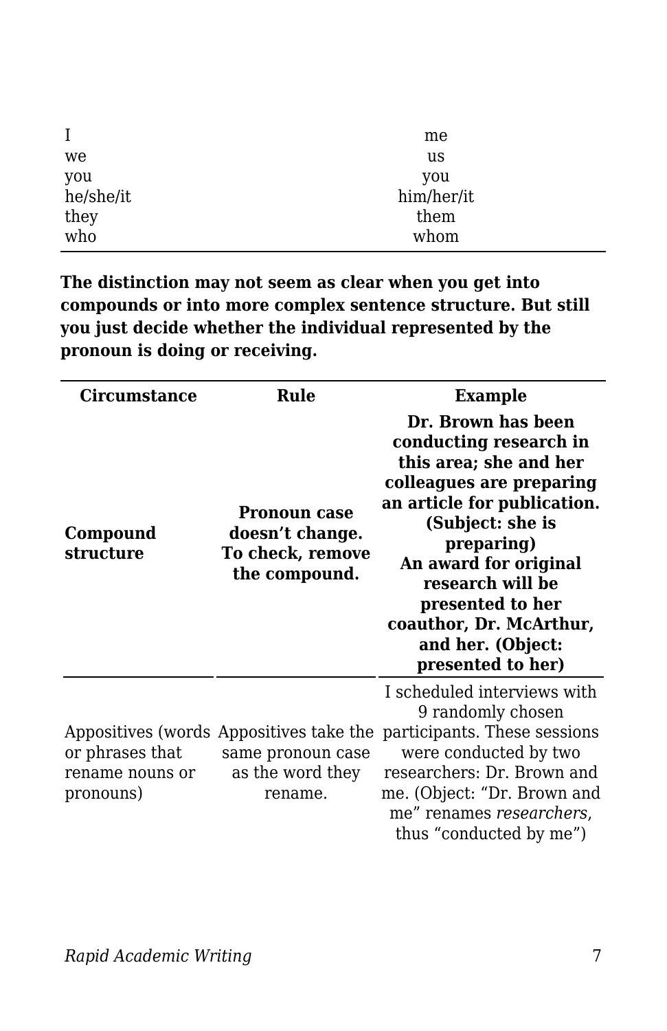| | |
|---|---|
| I | me |
| we | us |
| you | you |
| he/she/it | him/her/it |
| they | them |
| who | whom |

**The distinction may not seem as clear when you get into compounds or into more complex sentence structure. But still you just decide whether the individual represented by the pronoun is doing or receiving.**

| Circumstance | Rule | Example |
|---|---|---|
| **Compound structure** | **Pronoun case doesn't change. To check, remove the compound.** | **Dr. Brown has been conducting research in this area; she and her colleagues are preparing an article for publication. (Subject: she is preparing)**<br>**An award for original research will be presented to her coauthor, Dr. McArthur, and her. (Object: presented to her)** |
| Appositives (words or phrases that rename nouns or pronouns) | Appositives take the same pronoun case as the word they rename. | I scheduled interviews with 9 randomly chosen participants. These sessions were conducted by two researchers: Dr. Brown and me. (Object: "Dr. Brown and me" renames *researchers*, thus "conducted by me") |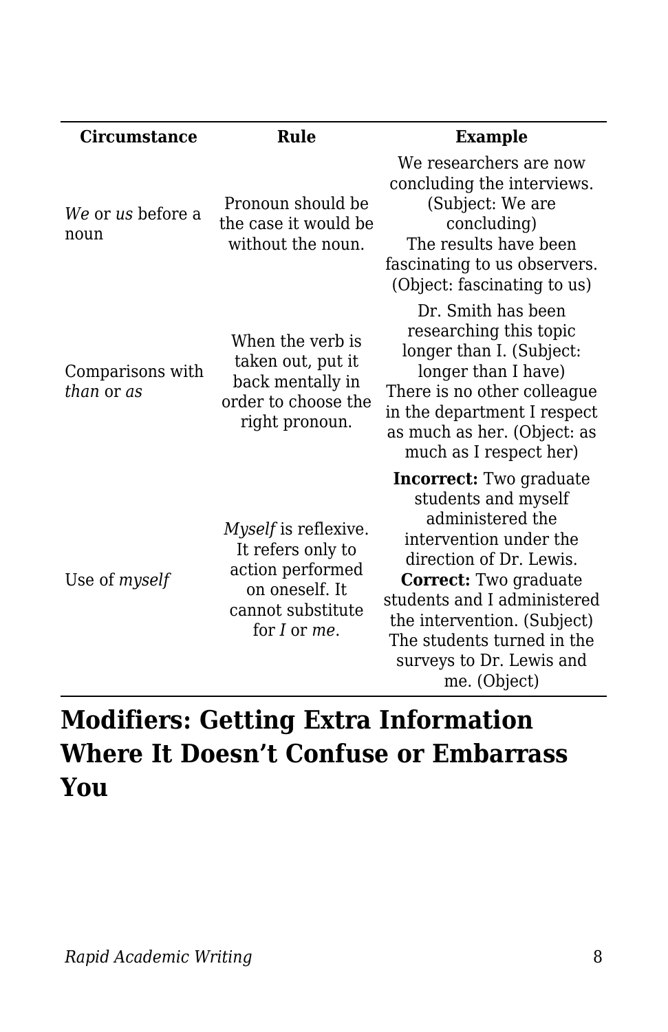| Circumstance | Rule | Example |
|---|---|---|
| *We* or *us* before a noun | Pronoun should be the case it would be without the noun. | We researchers are now concluding the interviews. (Subject: We are concluding) The results have been fascinating to us observers. (Object: fascinating to us) |
| Comparisons with *than* or *as* | When the verb is taken out, put it back mentally in order to choose the right pronoun. | Dr. Smith has been researching this topic longer than I. (Subject: longer than I have) There is no other colleague in the department I respect as much as her. (Object: as much as I respect her) |
| Use of *myself* | *Myself* is reflexive. It refers only to action performed on oneself. It cannot substitute for *I* or *me*. | **Incorrect:** Two graduate students and myself administered the intervention under the direction of Dr. Lewis. **Correct:** Two graduate students and I administered the intervention. (Subject) The students turned in the surveys to Dr. Lewis and me. (Object) |

## Modifiers: Getting Extra Information Where It Doesn't Confuse or Embarrass You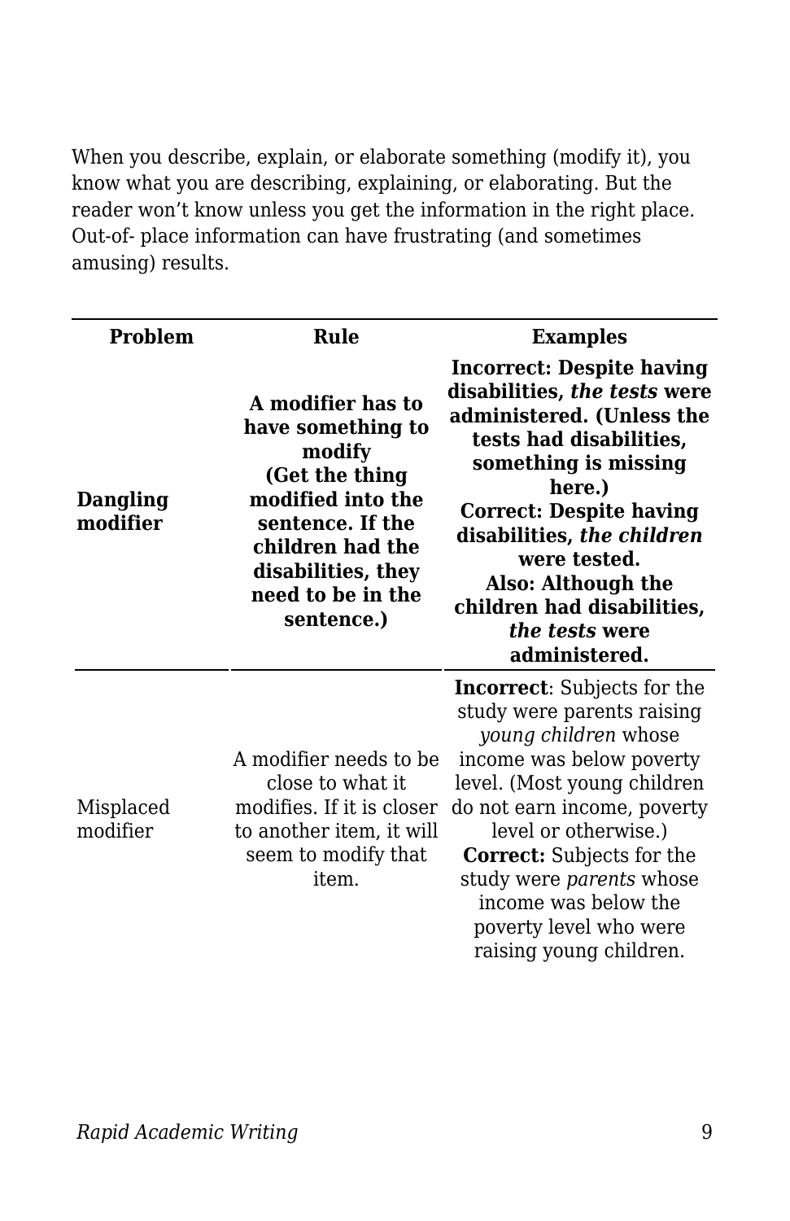When you describe, explain, or elaborate something (modify it), you know what you are describing, explaining, or elaborating. But the reader won't know unless you get the information in the right place. Out-of- place information can have frustrating (and sometimes amusing) results.

| Problem | Rule | Examples |
| --- | --- | --- |
| **Dangling modifier** | **A modifier has to have something to modify (Get the thing modified into the sentence. If the children had the disabilities, they need to be in the sentence.)** | **Incorrect: Despite having disabilities, *the tests* were administered. (Unless the tests had disabilities, something is missing here.) Correct: Despite having disabilities, *the children* were tested. Also: Although the children had disabilities, *the tests* were administered.** |
| Misplaced modifier | A modifier needs to be close to what it modifies. If it is closer to another item, it will seem to modify that item. | **Incorrect**: Subjects for the study were parents raising *young children* whose income was below poverty level. (Most young children do not earn income, poverty level or otherwise.) **Correct:** Subjects for the study were *parents* whose income was below the poverty level who were raising young children. |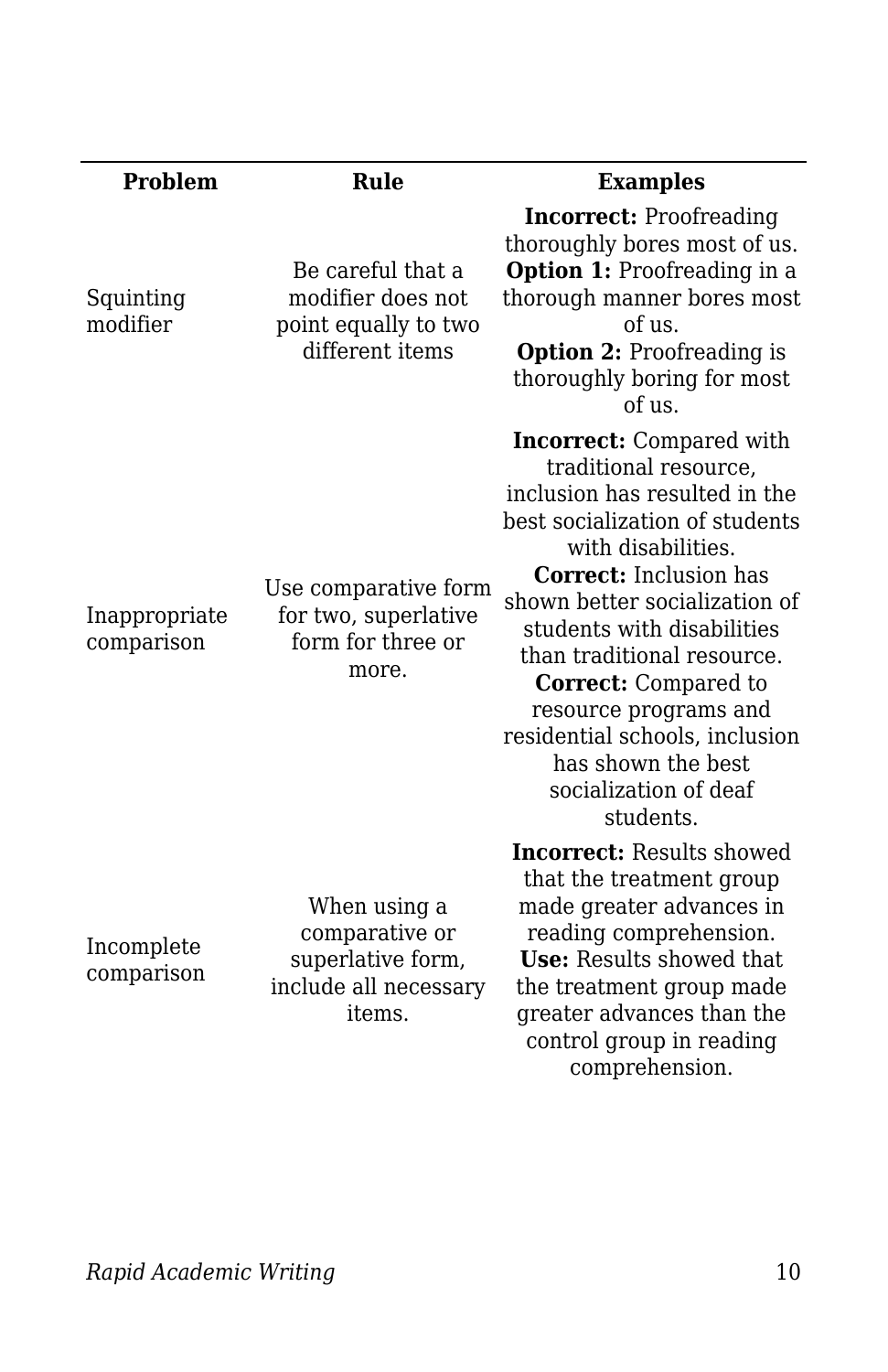| Problem | Rule | Examples |
|---|---|---|
| Squinting modifier | Be careful that a modifier does not point equally to two different items | **Incorrect:** Proofreading thoroughly bores most of us. **Option 1:** Proofreading in a thorough manner bores most of us. **Option 2:** Proofreading is thoroughly boring for most of us. |
| Inappropriate comparison | Use comparative form for two, superlative form for three or more. | **Incorrect:** Compared with traditional resource, inclusion has resulted in the best socialization of students with disabilities. **Correct:** Inclusion has shown better socialization of students with disabilities than traditional resource. **Correct:** Compared to resource programs and residential schools, inclusion has shown the best socialization of deaf students. |
| Incomplete comparison | When using a comparative or superlative form, include all necessary items. | **Incorrect:** Results showed that the treatment group made greater advances in reading comprehension. **Use:** Results showed that the treatment group made greater advances than the control group in reading comprehension. |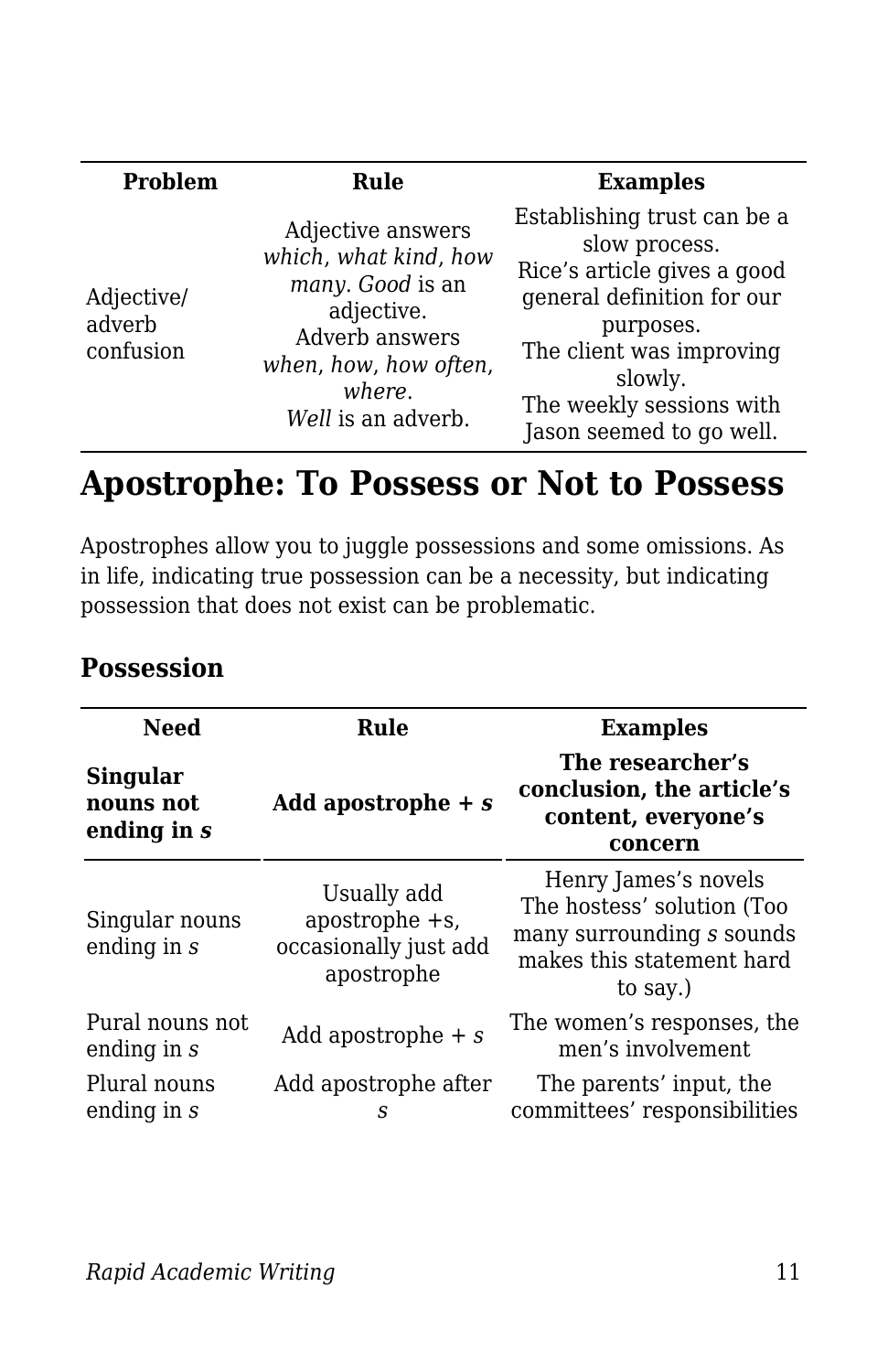| Problem | Rule | Examples |
| --- | --- | --- |
| Adjective/ adverb confusion | Adjective answers *which*, *what kind*, *how many*. *Good* is an adjective. Adverb answers *when*, *how*, *how often*, *where*. *Well* is an adverb. | Establishing trust can be a slow process. Rice's article gives a good general definition for our purposes. The client was improving slowly. The weekly sessions with Jason seemed to go well. |

## Apostrophe: To Possess or Not to Possess

Apostrophes allow you to juggle possessions and some omissions. As in life, indicating true possession can be a necessity, but indicating possession that does not exist can be problematic.

### Possession

| Need | Rule | Examples |
| --- | --- | --- |
| **Singular nouns not ending in *s*** | **Add apostrophe + *s*** | **The researcher's conclusion, the article's content, everyone's concern** |
| Singular nouns ending in *s* | Usually add apostrophe +s, occasionally just add apostrophe | Henry James's novels The hostess' solution (Too many surrounding *s* sounds makes this statement hard to say.) |
| Pural nouns not ending in *s* | Add apostrophe + *s* | The women's responses, the men's involvement |
| Plural nouns ending in *s* | Add apostrophe after *s* | The parents' input, the committees' responsibilities |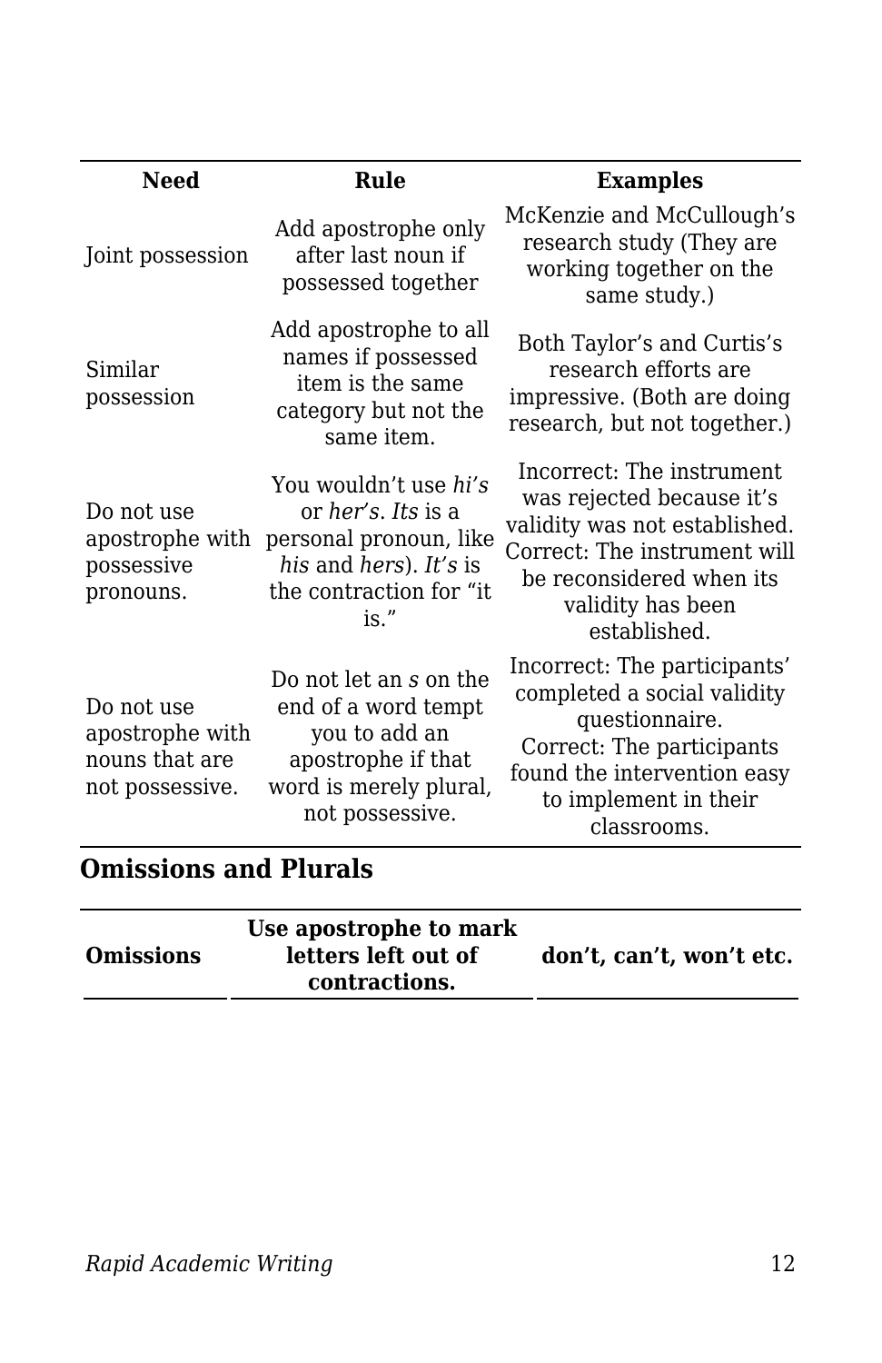| Need | Rule | Examples |
|---|---|---|
| Joint possession | Add apostrophe only after last noun if possessed together | McKenzie and McCullough’s research study (They are working together on the same study.) |
| Similar possession | Add apostrophe to all names if possessed item is the same category but not the same item. | Both Taylor’s and Curtis’s research efforts are impressive. (Both are doing research, but not together.) |
| Do not use apostrophe with possessive pronouns. | You wouldn’t use *hi’s* or *her’s*. *Its* is a personal pronoun, like *his* and *hers*). *It’s* is the contraction for “it is.” | Incorrect: The instrument was rejected because it’s validity was not established. Correct: The instrument will be reconsidered when its validity has been established. |
| Do not use apostrophe with nouns that are not possessive. | Do not let an *s* on the end of a word tempt you to add an apostrophe if that word is merely plural, not possessive. | Incorrect: The participants’ completed a social validity questionnaire. Correct: The participants found the intervention easy to implement in their classrooms. |

## Omissions and Plurals

| **Omissions** | **Use apostrophe to mark letters left out of contractions.** | **don’t, can’t, won’t etc.** |
|---|---|---|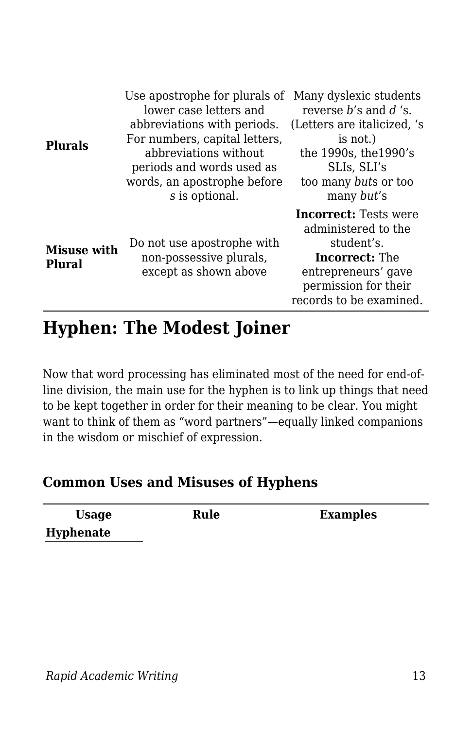| | | |
|---|---|---|
| **Plurals** | Use apostrophe for plurals of lower case letters and abbreviations with periods. For numbers, capital letters, abbreviations without periods and words used as words, an apostrophe before *s* is optional. | Many dyslexic students reverse *b*'s and *d* 's. (Letters are italicized, 's is not.)<br>the 1990s, the1990's<br>SLIs, SLI's<br>too many *but*s or too many *but*'s |
| **Misuse with Plural** | Do not use apostrophe with non-possessive plurals, except as shown above | **Incorrect:** Tests were administered to the student's.<br>**Incorrect:** The entrepreneurs' gave permission for their records to be examined. |

## Hyphen: The Modest Joiner

Now that word processing has eliminated most of the need for end-of-line division, the main use for the hyphen is to link up things that need to be kept together in order for their meaning to be clear. You might want to think of them as "word partners"—equally linked companions in the wisdom or mischief of expression.

### Common Uses and Misuses of Hyphens

| Usage | Rule | Examples |
|---|---|---|
| **Hyphenate** | | |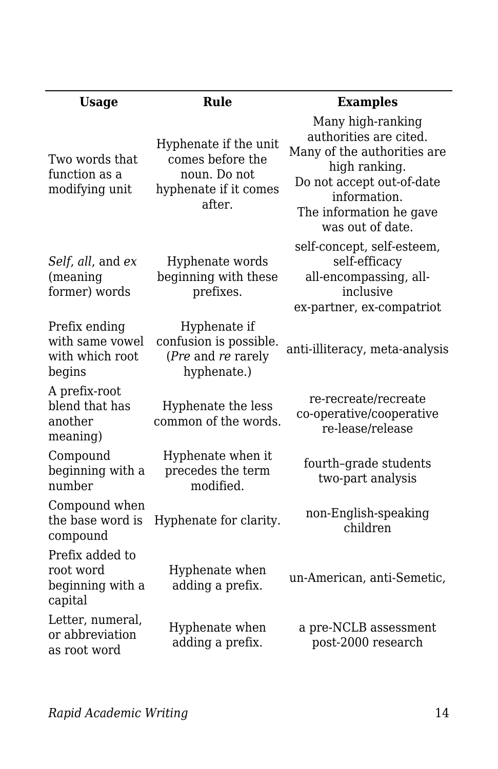| Usage | Rule | Examples |
|---|---|---|
| Two words that function as a modifying unit | Hyphenate if the unit comes before the noun. Do not hyphenate if it comes after. | Many high-ranking authorities are cited.<br>Many of the authorities are high ranking.<br>Do not accept out-of-date information.<br>The information he gave was out of date. |
| *Self*, *all*, and *ex* (meaning former) words | Hyphenate words beginning with these prefixes. | self-concept, self-esteem, self-efficacy<br>all-encompassing, all-inclusive<br>ex-partner, ex-compatriot |
| Prefix ending with same vowel with which root begins | Hyphenate if confusion is possible. (*Pre* and *re* rarely hyphenate.) | anti-illiteracy, meta-analysis |
| A prefix-root blend that has another meaning) | Hyphenate the less common of the words. | re-recreate/recreate<br>co-operative/cooperative<br>re-lease/release |
| Compound beginning with a number | Hyphenate when it precedes the term modified. | fourth–grade students<br>two-part analysis |
| Compound when the base word is compound | Hyphenate for clarity. | non-English-speaking children |
| Prefix added to root word beginning with a capital | Hyphenate when adding a prefix. | un-American, anti-Semetic, |
| Letter, numeral, or abbreviation as root word | Hyphenate when adding a prefix. | a pre-NCLB assessment<br>post-2000 research |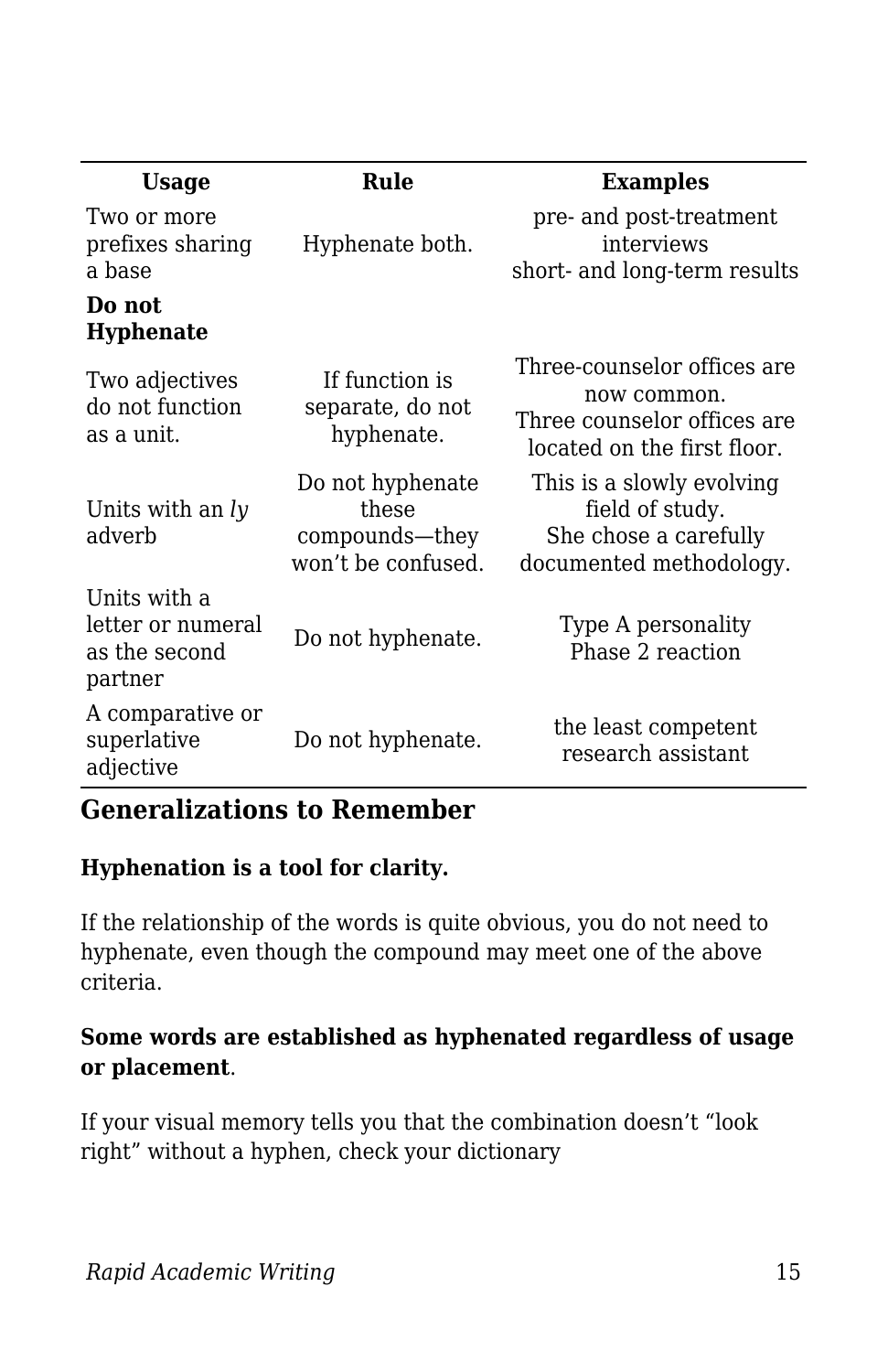| Usage | Rule | Examples |
|---|---|---|
| Two or more prefixes sharing a base | Hyphenate both. | pre- and post-treatment interviews<br>short- and long-term results |
| **Do not Hyphenate** | | |
| Two adjectives do not function as a unit. | If function is separate, do not hyphenate. | Three-counselor offices are now common.<br>Three counselor offices are located on the first floor. |
| Units with an *ly* adverb | Do not hyphenate these compounds—they won't be confused. | This is a slowly evolving field of study.<br>She chose a carefully documented methodology. |
| Units with a letter or numeral as the second partner | Do not hyphenate. | Type A personality<br>Phase 2 reaction |
| A comparative or superlative adjective | Do not hyphenate. | the least competent research assistant |

### Generalizations to Remember

**Hyphenation is a tool for clarity.**

If the relationship of the words is quite obvious, you do not need to hyphenate, even though the compound may meet one of the above criteria.

**Some words are established as hyphenated regardless of usage or placement**.

If your visual memory tells you that the combination doesn't "look right" without a hyphen, check your dictionary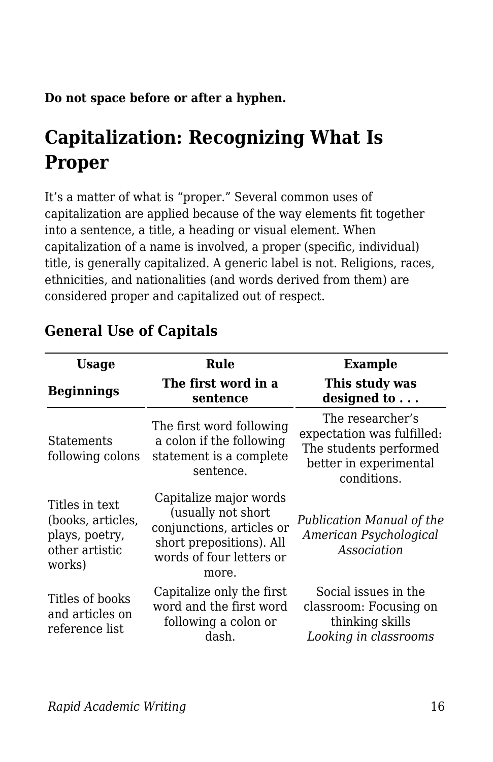**Do not space before or after a hyphen.**

## Capitalization: Recognizing What Is Proper

It's a matter of what is "proper." Several common uses of capitalization are applied because of the way elements fit together into a sentence, a title, a heading or visual element. When capitalization of a name is involved, a proper (specific, individual) title, is generally capitalized. A generic label is not. Religions, races, ethnicities, and nationalities (and words derived from them) are considered proper and capitalized out of respect.

### General Use of Capitals

| Usage | Rule | Example |
|---|---|---|
| **Beginnings** | **The first word in a sentence** | **This study was designed to . . .** |
| Statements following colons | The first word following a colon if the following statement is a complete sentence. | The researcher's expectation was fulfilled: The students performed better in experimental conditions. |
| Titles in text (books, articles, plays, poetry, other artistic works) | Capitalize major words (usually not short conjunctions, articles or short prepositions). All words of four letters or more. | *Publication Manual of the American Psychological Association* |
| Titles of books and articles on reference list | Capitalize only the first word and the first word following a colon or dash. | Social issues in the classroom: Focusing on thinking skills *Looking in classrooms* |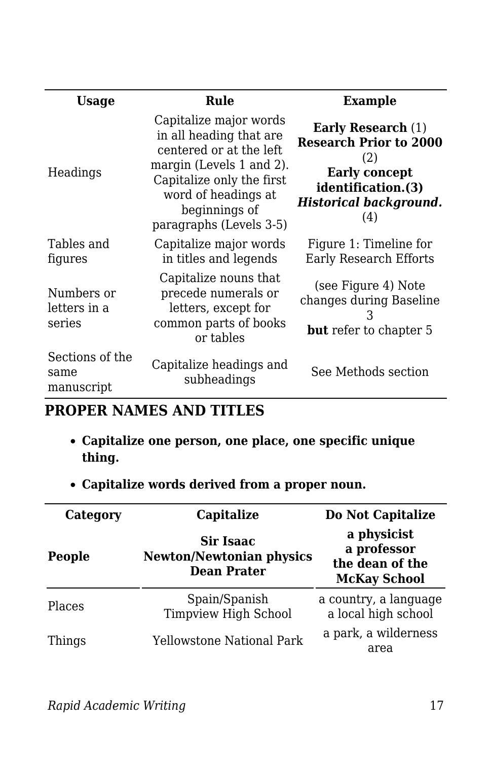| Usage | Rule | Example |
|---|---|---|
| Headings | Capitalize major words in all heading that are centered or at the left margin (Levels 1 and 2). Capitalize only the first word of headings at beginnings of paragraphs (Levels 3-5) | **Early Research** (1) **Research Prior to 2000** (2) **Early concept identification.(3)** ***Historical background.*** (4) |
| Tables and figures | Capitalize major words in titles and legends | Figure 1: Timeline for Early Research Efforts |
| Numbers or letters in a series | Capitalize nouns that precede numerals or letters, except for common parts of books or tables | (see Figure 4) Note changes during Baseline 3 **but** refer to chapter 5 |
| Sections of the same manuscript | Capitalize headings and subheadings | See Methods section |

## PROPER NAMES AND TITLES

- **Capitalize one person, one place, one specific unique thing.**
- **Capitalize words derived from a proper noun.**

| Category | Capitalize | Do Not Capitalize |
|---|---|---|
| **People** | **Sir Isaac Newton/Newtonian physics Dean Prater** | **a physicist a professor the dean of the McKay School** |
| Places | Spain/Spanish Timpview High School | a country, a language a local high school |
| Things | Yellowstone National Park | a park, a wilderness area |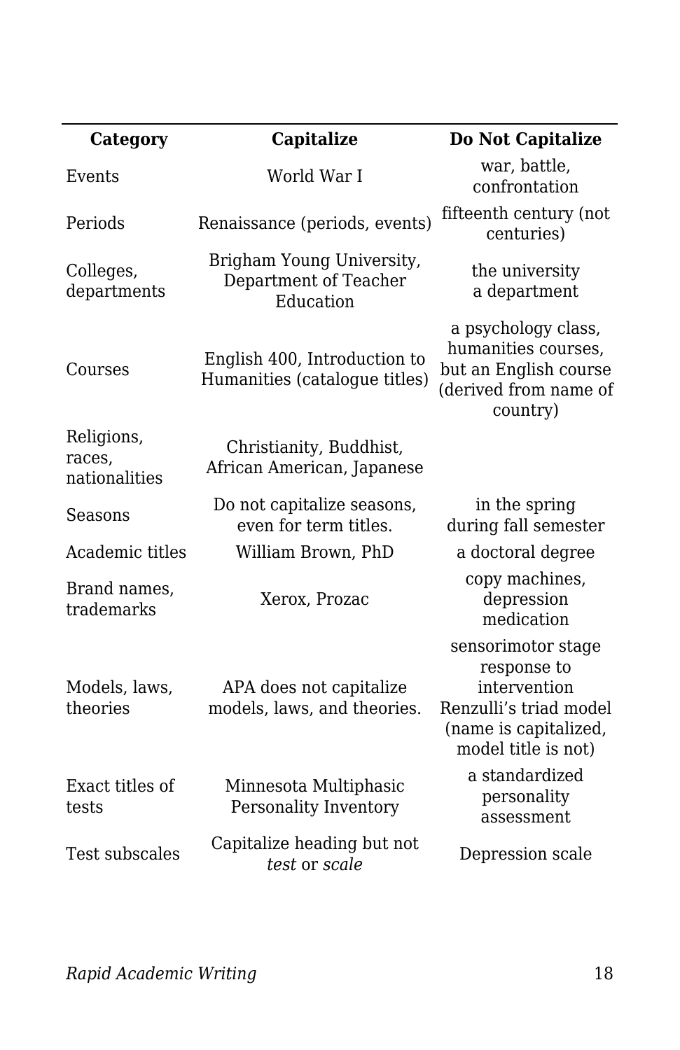| Category | Capitalize | Do Not Capitalize |
| --- | --- | --- |
| Events | World War I | war, battle, confrontation |
| Periods | Renaissance (periods, events) | fifteenth century (not centuries) |
| Colleges, departments | Brigham Young University, Department of Teacher Education | the university<br>a department |
| Courses | English 400, Introduction to Humanities (catalogue titles) | a psychology class, humanities courses, but an English course (derived from name of country) |
| Religions, races, nationalities | Christianity, Buddhist, African American, Japanese | |
| Seasons | Do not capitalize seasons, even for term titles. | in the spring<br>during fall semester |
| Academic titles | William Brown, PhD | a doctoral degree |
| Brand names, trademarks | Xerox, Prozac | copy machines, depression medication |
| Models, laws, theories | APA does not capitalize models, laws, and theories. | sensorimotor stage<br>response to intervention<br>Renzulli's triad model (name is capitalized, model title is not) |
| Exact titles of tests | Minnesota Multiphasic Personality Inventory | a standardized personality assessment |
| Test subscales | Capitalize heading but not *test* or *scale* | Depression scale |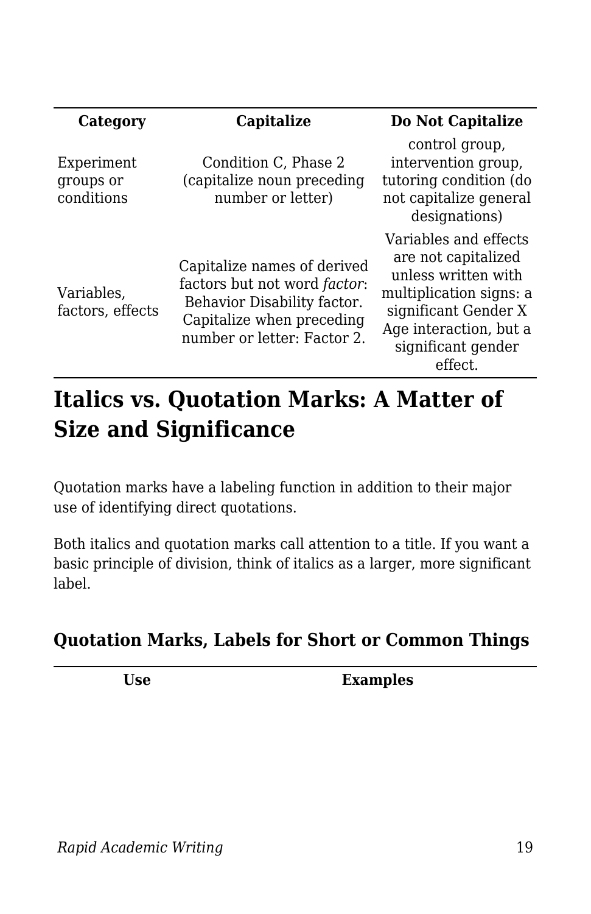| Category | Capitalize | Do Not Capitalize |
| --- | --- | --- |
| Experiment groups or conditions | Condition C, Phase 2 (capitalize noun preceding number or letter) | control group, intervention group, tutoring condition (do not capitalize general designations) |
| Variables, factors, effects | Capitalize names of derived factors but not word *factor*: Behavior Disability factor. Capitalize when preceding number or letter: Factor 2. | Variables and effects are not capitalized unless written with multiplication signs: a significant Gender X Age interaction, but a significant gender effect. |

## Italics vs. Quotation Marks: A Matter of Size and Significance

Quotation marks have a labeling function in addition to their major use of identifying direct quotations.

Both italics and quotation marks call attention to a title. If you want a basic principle of division, think of italics as a larger, more significant label.

### Quotation Marks, Labels for Short or Common Things

| Use | Examples |
| --- | --- |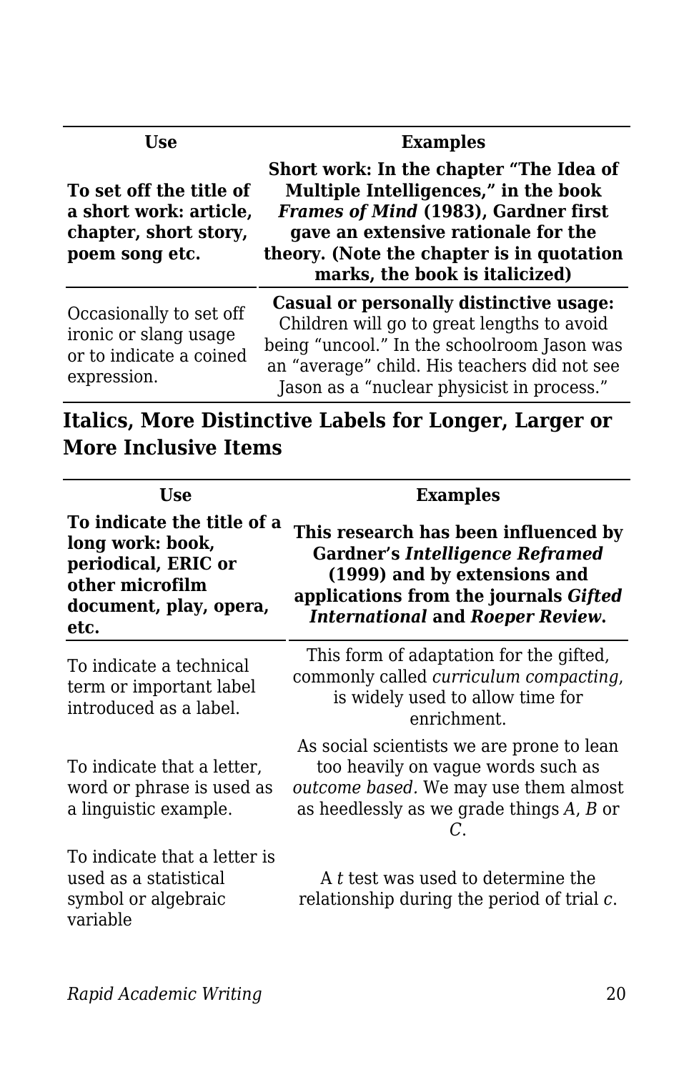| Use | Examples |
|---|---|
| **To set off the title of a short work: article, chapter, short story, poem song etc.** | **Short work: In the chapter “The Idea of Multiple Intelligences,” in the book *Frames of Mind* (1983), Gardner first gave an extensive rationale for the theory. (Note the chapter is in quotation marks, the book is italicized)** |
| Occasionally to set off ironic or slang usage or to indicate a coined expression. | **Casual or personally distinctive usage:** Children will go to great lengths to avoid being “uncool.” In the schoolroom Jason was an “average” child. His teachers did not see Jason as a “nuclear physicist in process.” |

### Italics, More Distinctive Labels for Longer, Larger or More Inclusive Items

| Use | Examples |
|---|---|
| **To indicate the title of a long work: book, periodical, ERIC or other microfilm document, play, opera, etc.** | **This research has been influenced by Gardner’s *Intelligence Reframed* (1999) and by extensions and applications from the journals *Gifted International* and *Roeper Review*.** |
| To indicate a technical term or important label introduced as a label. | This form of adaptation for the gifted, commonly called *curriculum compacting*, is widely used to allow time for enrichment. |
| To indicate that a letter, word or phrase is used as a linguistic example. | As social scientists we are prone to lean too heavily on vague words such as *outcome based.* We may use them almost as heedlessly as we grade things *A*, *B* or *C*. |
| To indicate that a letter is used as a statistical symbol or algebraic variable | A $t$ test was used to determine the relationship during the period of trial $c$. |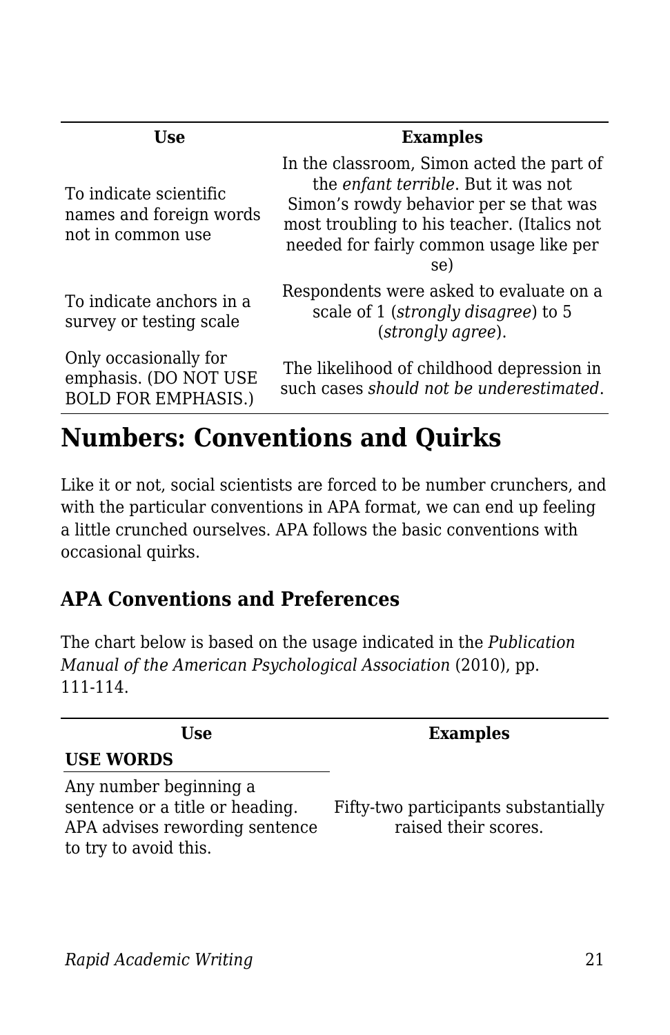| Use | Examples |
| --- | --- |
| To indicate scientific names and foreign words not in common use | In the classroom, Simon acted the part of the *enfant terrible*. But it was not Simon's rowdy behavior per se that was most troubling to his teacher. (Italics not needed for fairly common usage like per se) |
| To indicate anchors in a survey or testing scale | Respondents were asked to evaluate on a scale of 1 (*strongly disagree*) to 5 (*strongly agree*). |
| Only occasionally for emphasis. (DO NOT USE BOLD FOR EMPHASIS.) | The likelihood of childhood depression in such cases *should not be underestimated*. |

# Numbers: Conventions and Quirks

Like it or not, social scientists are forced to be number crunchers, and with the particular conventions in APA format, we can end up feeling a little crunched ourselves. APA follows the basic conventions with occasional quirks.

## APA Conventions and Preferences

The chart below is based on the usage indicated in the *Publication Manual of the American Psychological Association* (2010), pp. 111-114.

| Use | Examples |
| --- | --- |
| **USE WORDS** | |
| Any number beginning a sentence or a title or heading. APA advises rewording sentence to try to avoid this. | Fifty-two participants substantially raised their scores. |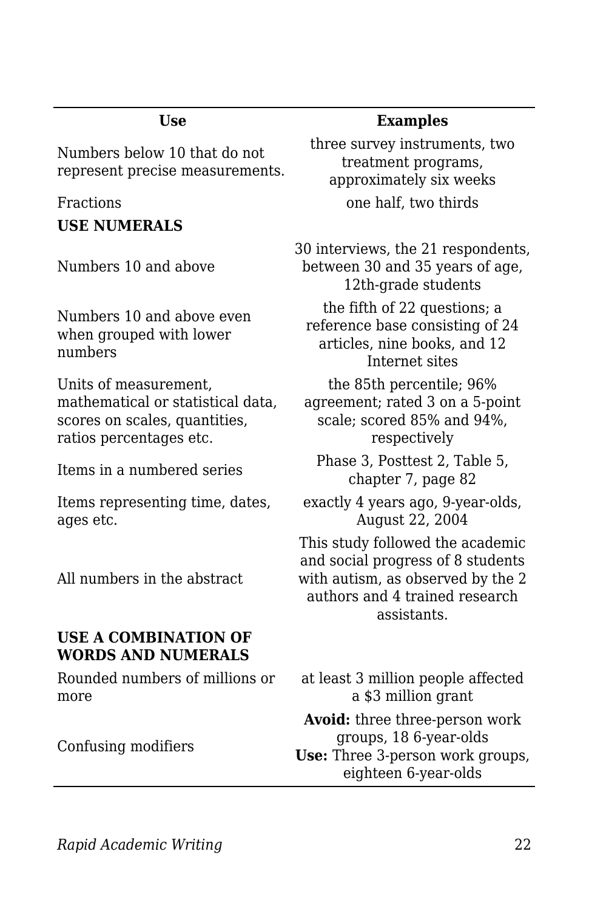| Use | Examples |
| --- | --- |
| Numbers below 10 that do not represent precise measurements. | three survey instruments, two treatment programs, approximately six weeks |
| Fractions | one half, two thirds |
| **USE NUMERALS** | |
| Numbers 10 and above | 30 interviews, the 21 respondents, between 30 and 35 years of age, 12th-grade students |
| Numbers 10 and above even when grouped with lower numbers | the fifth of 22 questions; a reference base consisting of 24 articles, nine books, and 12 Internet sites |
| Units of measurement, mathematical or statistical data, scores on scales, quantities, ratios percentages etc. | the 85th percentile; 96% agreement; rated 3 on a 5-point scale; scored 85% and 94%, respectively |
| Items in a numbered series | Phase 3, Posttest 2, Table 5, chapter 7, page 82 |
| Items representing time, dates, ages etc. | exactly 4 years ago, 9-year-olds, August 22, 2004 |
| All numbers in the abstract | This study followed the academic and social progress of 8 students with autism, as observed by the 2 authors and 4 trained research assistants. |
| **USE A COMBINATION OF WORDS AND NUMERALS** | |
| Rounded numbers of millions or more | at least 3 million people affected a $3 million grant |
| Confusing modifiers | **Avoid:** three three-person work groups, 18 6-year-olds **Use:** Three 3-person work groups, eighteen 6-year-olds |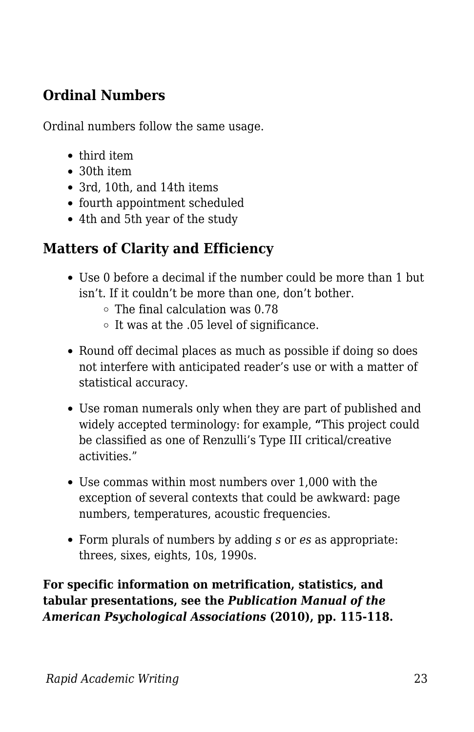### Ordinal Numbers

Ordinal numbers follow the same usage.

- third item
- 30th item
- 3rd, 10th, and 14th items
- fourth appointment scheduled
- 4th and 5th year of the study

### Matters of Clarity and Efficiency

- Use 0 before a decimal if the number could be more than 1 but isn't. If it couldn't be more than one, don't bother.
    - The final calculation was 0.78
    - It was at the .05 level of significance.
- Round off decimal places as much as possible if doing so does not interfere with anticipated reader's use or with a matter of statistical accuracy.
- Use roman numerals only when they are part of published and widely accepted terminology: for example, "This project could be classified as one of Renzulli's Type III critical/creative activities."
- Use commas within most numbers over 1,000 with the exception of several contexts that could be awkward: page numbers, temperatures, acoustic frequencies.
- Form plurals of numbers by adding *s* or *es* as appropriate: threes, sixes, eights, 10s, 1990s.

**For specific information on metrification, statistics, and tabular presentations, see the *Publication Manual of the American Psychological Associations* (2010), pp. 115-118.**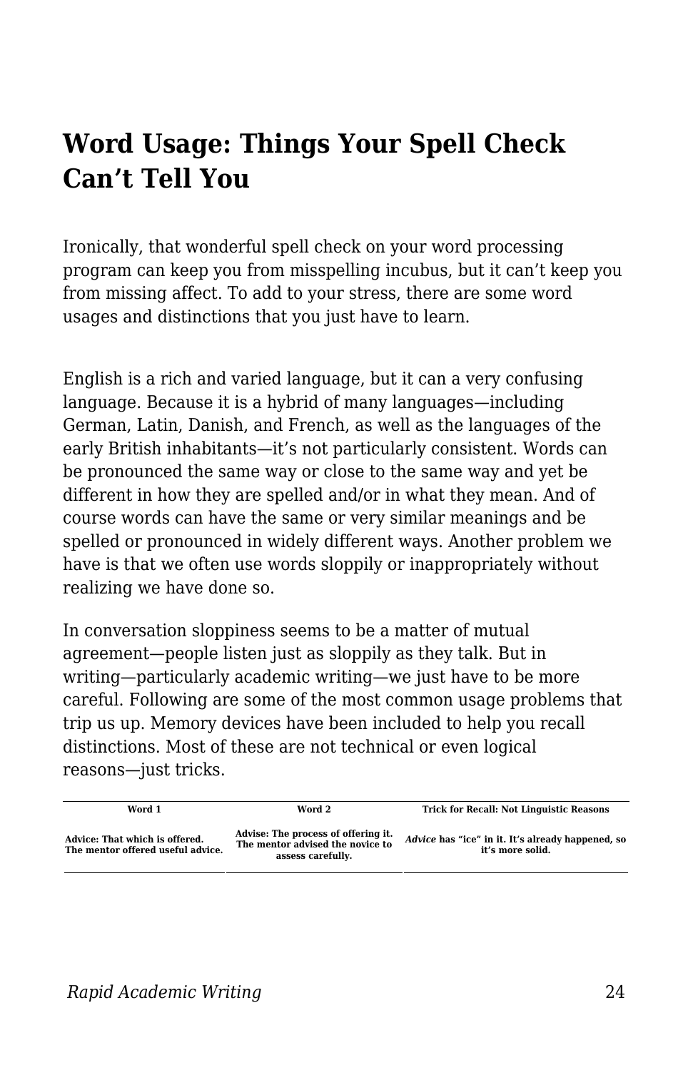## Word Usage: Things Your Spell Check Can't Tell You

Ironically, that wonderful spell check on your word processing program can keep you from misspelling incubus, but it can't keep you from missing affect. To add to your stress, there are some word usages and distinctions that you just have to learn.

English is a rich and varied language, but it can a very confusing language. Because it is a hybrid of many languages—including German, Latin, Danish, and French, as well as the languages of the early British inhabitants—it's not particularly consistent. Words can be pronounced the same way or close to the same way and yet be different in how they are spelled and/or in what they mean. And of course words can have the same or very similar meanings and be spelled or pronounced in widely different ways. Another problem we have is that we often use words sloppily or inappropriately without realizing we have done so.

In conversation sloppiness seems to be a matter of mutual agreement—people listen just as sloppily as they talk. But in writing—particularly academic writing—we just have to be more careful. Following are some of the most common usage problems that trip us up. Memory devices have been included to help you recall distinctions. Most of these are not technical or even logical reasons—just tricks.

| Word 1 | Word 2 | Trick for Recall: Not Linguistic Reasons |
| --- | --- | --- |
| Advice: That which is offered. The mentor offered useful advice. | Advise: The process of offering it. The mentor advised the novice to assess carefully. | *Advice* has "ice" in it. It's already happened, so it's more solid. |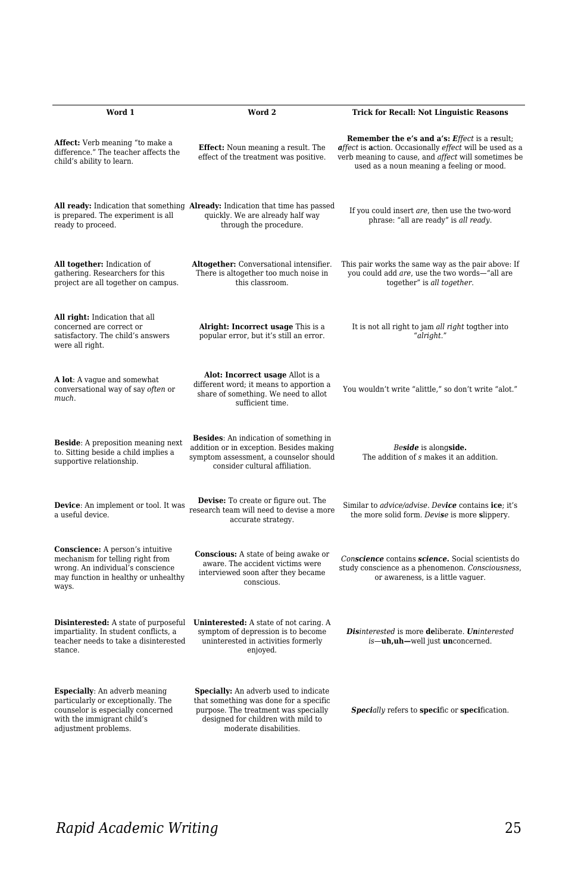| Word 1 | Word 2 | Trick for Recall: Not Linguistic Reasons |
|---|---|---|
| **Affect:** Verb meaning "to make a difference." The teacher affects the child's ability to learn. | **Effect:** Noun meaning a result. The effect of the treatment was positive. | **Remember the e's and a's: *E*ffect** is a r**e**sult; ***a*ffect** is **a**ction. Occasionally *effect* will be used as a verb meaning to cause, and *affect* will sometimes be used as a noun meaning a feeling or mood. |
| **All ready:** Indication that something is prepared. The experiment is all ready to proceed. | **Already:** Indication that time has passed quickly. We are already half way through the procedure. | If you could insert *are*, then use the two-word phrase: "all are ready" is *all ready*. |
| **All together:** Indication of gathering. Researchers for this project are all together on campus. | **Altogether:** Conversational intensifier. There is altogether too much noise in this classroom. | This pair works the same way as the pair above: If you could add *are*, use the two words—"all are together" is *all together*. |
| **All right:** Indication that all concerned are correct or satisfactory. The child's answers were all right. | **Alright: Incorrect usage** This is a popular error, but it's still an error. | It is not all right to jam *all right* togther into "*alright*." |
| **A lot**: A vague and somewhat conversational way of say *often* or *much*. | **Alot: Incorrect usage** Allot is a different word; it means to apportion a share of something. We need to allot sufficient time. | You wouldn't write "alittle," so don't write "alot." |
| **Beside**: A preposition meaning next to. Sitting beside a child implies a supportive relationship. | **Besides**: An indication of something in addition or in exception. Besides making symptom assessment, a counselor should consider cultural affiliation. | *Be**side*** is along**side.** The addition of *s* makes it an addition. |
| **Device**: An implement or tool. It was a useful device. | **Devise:** To create or figure out. The research team will need to devise a more accurate strategy. | Similar to *advice/advise*. *Dev**ice*** contains **ice**; it's the more solid form. *Devi**s**e* is more **s**lippery. |
| **Conscience:** A person's intuitive mechanism for telling right from wrong. An individual's conscience may function in healthy or unhealthy ways. | **Conscious:** A state of being awake or aware. The accident victims were interviewed soon after they became conscious. | *Con**science*** contains ***science.*** Social scientists do study conscience as a phenomenon. *Consciousness*, or awareness, is a little vaguer. |
| **Disinterested:** A state of purposeful impartiality. In student conflicts, a teacher needs to take a disinterested stance. | **Uninterested:** A state of not caring. A symptom of depression is to become uninterested in activities formerly enjoyed. | ***Dis**interested* is more **de**liberate. ***Un**interested is*—**uh,uh—**well just **un**concerned. |
| **Especially**: An adverb meaning particularly or exceptionally. The counselor is especially concerned with the immigrant child's adjustment problems. | **Specially:** An adverb used to indicate that something was done for a specific purpose. The treatment was specially designed for children with mild to moderate disabilities. | ***Speci**ally* refers to **speci**fic or **speci**fication. |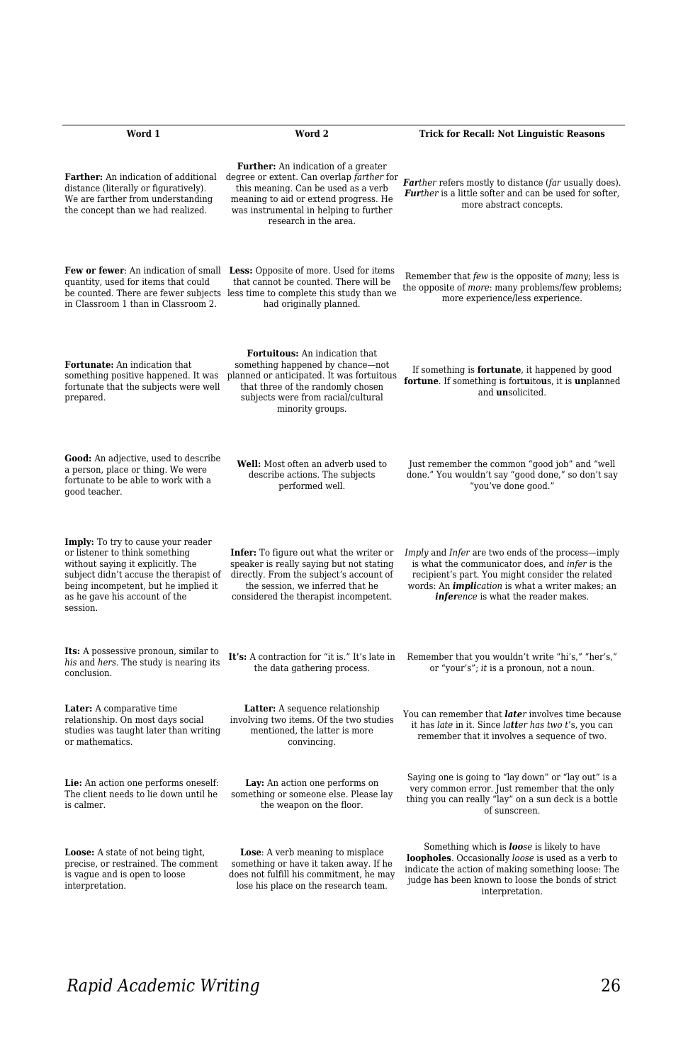| Word 1 | Word 2 | Trick for Recall: Not Linguistic Reasons |
|---|---|---|
| **Farther:** An indication of additional distance (literally or figuratively). We are farther from understanding the concept than we had realized. | **Further:** An indication of a greater degree or extent. Can overlap *farther* for this meaning. Can be used as a verb meaning to aid or extend progress. He was instrumental in helping to further research in the area. | ***Far****ther* refers mostly to distance (*far* usually does). ***Fur****ther* is a little softer and can be used for softer, more abstract concepts. |
| **Few or fewer**: An indication of small quantity, used for items that could be counted. There are fewer subjects in Classroom 1 than in Classroom 2. | **Less:** Opposite of more. Used for items that cannot be counted. There will be less time to complete this study than we had originally planned. | Remember that *few* is the opposite of *many*; less is the opposite of *more*: many problems/few problems; more experience/less experience. |
| **Fortunate:** An indication that something positive happened. It was fortunate that the subjects were well prepared. | **Fortuitous:** An indication that something happened by chance—not planned or anticipated. It was fortuitous that three of the randomly chosen subjects were from racial/cultural minority groups. | If something is **fortunate**, it happened by good **fortune**. If something is fort**u**ito**u**s, it is **un**planned and **un**solicited. |
| **Good:** An adjective, used to describe a person, place or thing. We were fortunate to be able to work with a good teacher. | **Well:** Most often an adverb used to describe actions. The subjects performed well. | Just remember the common "good job" and "well done." You wouldn't say "good done," so don't say "you've done good." |
| **Imply:** To try to cause your reader or listener to think something without saying it explicitly. The subject didn't accuse the therapist of being incompetent, but he implied it as he gave his account of the session. | **Infer:** To figure out what the writer or speaker is really saying but not stating directly. From the subject's account of the session, we inferred that he considered the therapist incompetent. | *Imply* and *Infer* are two ends of the process—imply is what the communicator does, and *infer* is the recipient's part. You might consider the related words: An ***impli****cation* is what a writer makes; an ***infer****ence* is what the reader makes. |
| **Its:** A possessive pronoun, similar to *his* and *hers*. The study is nearing its conclusion. | **It's:** A contraction for "it is." It's late in the data gathering process. | Remember that you wouldn't write "hi's," "her's," or "your's"; *it* is a pronoun, not a noun. |
| **Later:** A comparative time relationship. On most days social studies was taught later than writing or mathematics. | **Latter:** A sequence relationship involving two items. Of the two studies mentioned, the latter is more convincing. | You can remember that ***late****r* involves time because it has *late* in it. Since *la**tt**er has two t's*, you can remember that it involves a sequence of two. |
| **Lie:** An action one performs oneself: The client needs to lie down until he is calmer. | **Lay:** An action one performs on something or someone else. Please lay the weapon on the floor. | Saying one is going to "lay down" or "lay out" is a very common error. Just remember that the only thing you can really "lay" on a sun deck is a bottle of sunscreen. |
| **Loose:** A state of not being tight, precise, or restrained. The comment is vague and is open to loose interpretation. | **Lose**: A verb meaning to misplace something or have it taken away. If he does not fulfill his commitment, he may lose his place on the research team. | Something which is ***loo****se* is likely to have **loopholes**. Occasionally *loose* is used as a verb to indicate the action of making something loose: The judge has been known to loose the bonds of strict interpretation. |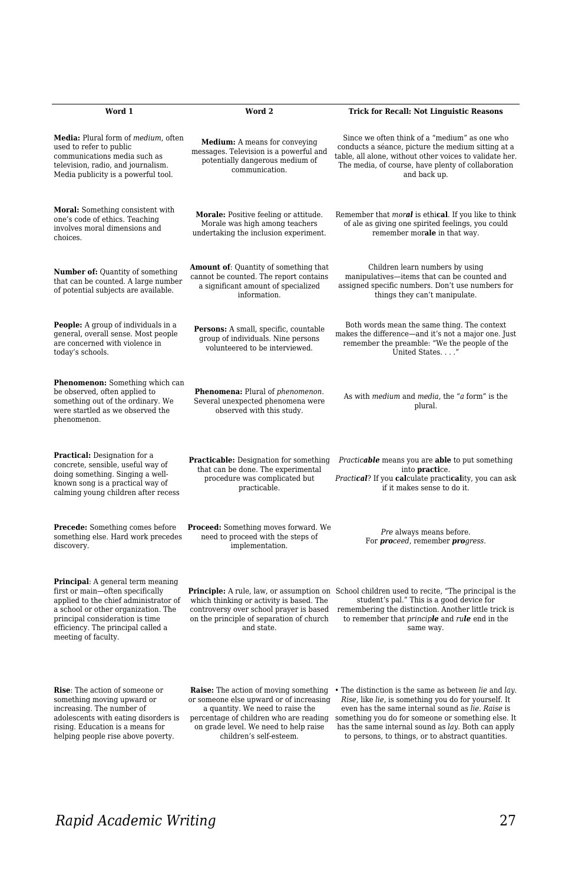| Word 1 | Word 2 | Trick for Recall: Not Linguistic Reasons |
|---|---|---|
| **Media:** Plural form of *medium*, often used to refer to public communications media such as television, radio, and journalism. Media publicity is a powerful tool. | **Medium:** A means for conveying messages. Television is a powerful and potentially dangerous medium of communication. | Since we often think of a "medium" as one who conducts a séance, picture the medium sitting at a table, all alone, without other voices to validate her. The media, of course, have plenty of collaboration and back up. |
| **Moral:** Something consistent with one's code of ethics. Teaching involves moral dimensions and choices. | **Morale:** Positive feeling or attitude. Morale was high among teachers undertaking the inclusion experiment. | Remember that *mor**al*** is ethi**cal**. If you like to think of ale as giving one spirited feelings, you could remember mor**ale** in that way. |
| **Number of:** Quantity of something that can be counted. A large number of potential subjects are available. | **Amount of**: Quantity of something that cannot be counted. The report contains a significant amount of specialized information. | Children learn numbers by using manipulatives—items that can be counted and assigned specific numbers. Don't use numbers for things they can't manipulate. |
| **People:** A group of individuals in a general, overall sense. Most people are concerned with violence in today's schools. | **Persons:** A small, specific, countable group of individuals. Nine persons volunteered to be interviewed. | Both words mean the same thing. The context makes the difference—and it's not a major one. Just remember the preamble: "We the people of the United States. . . ." |
| **Phenomenon:** Something which can be observed, often applied to something out of the ordinary. We were startled as we observed the phenomenon. | **Phenomena:** Plural of *phenomenon*. Several unexpected phenomena were observed with this study. | As with *medium* and *media*, the "*a* form" is the plural. |
| **Practical:** Designation for a concrete, sensible, useful way of doing something. Singing a well-known song is a practical way of calming young children after recess | **Practicable:** Designation for something that can be done. The experimental procedure was complicated but practicable. | *Practic**able*** means you are **able** to put something into **practi**ce. *Practi**cal***? If you **cal**culate practi**cal**ity, you can ask if it makes sense to do it. |
| **Precede:** Something comes before something else. Hard work precedes discovery. | **Proceed:** Something moves forward. We need to proceed with the steps of implementation. | *Pre* always means before. For ***pro**ceed*, remember ***pro**gress*. |
| **Principal**: A general term meaning first or main—often specifically applied to the chief administrator of a school or other organization. The principal consideration is time efficiency. The principal called a meeting of faculty. | **Principle:** A rule, law, or assumption on which thinking or activity is based. The controversy over school prayer is based on the principle of separation of church and state. | School children used to recite, "The principal is the student's pal." This is a good device for remembering the distinction. Another little trick is to remember that *princip**le*** and *ru**le*** end in the same way. |
| **Rise**: The action of someone or something moving upward or increasing. The number of adolescents with eating disorders is rising. Education is a means for helping people rise above poverty. | **Raise:** The action of moving something or someone else upward or of increasing a quantity. We need to raise the percentage of children who are reading on grade level. We need to help raise children's self-esteem. | • The distinction is the same as between *lie* and *lay*. *Rise*, like *lie*, is something you do for yourself. It even has the same internal sound as *lie*. *Raise* is something you do for someone or something else. It has the same internal sound as *lay*. Both can apply to persons, to things, or to abstract quantities. |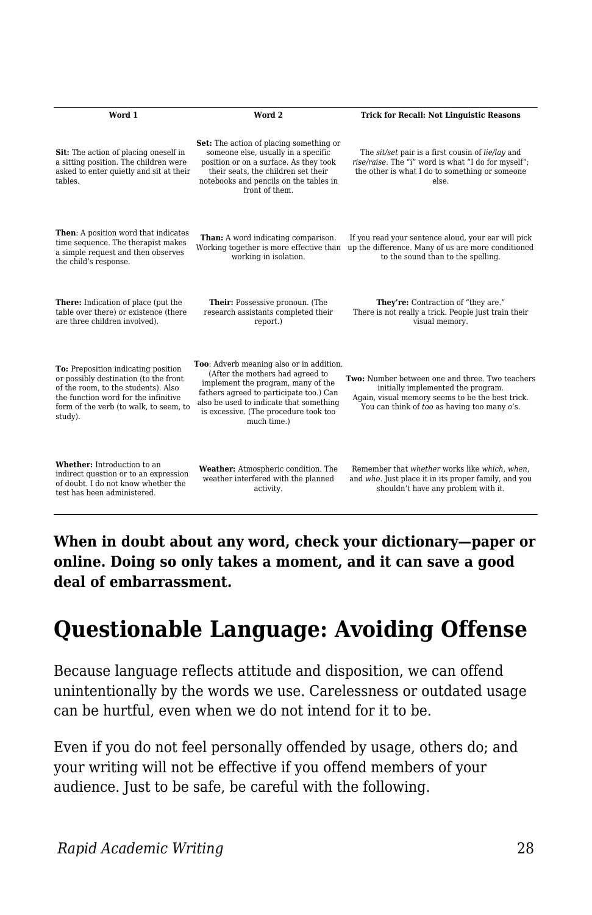| Word 1 | Word 2 | Trick for Recall: Not Linguistic Reasons |
|---|---|---|
| **Sit:** The action of placing oneself in a sitting position. The children were asked to enter quietly and sit at their tables. | **Set:** The action of placing something or someone else, usually in a specific position or on a surface. As they took their seats, the children set their notebooks and pencils on the tables in front of them. | The *sit/set* pair is a first cousin of *lie/lay* and *rise/raise*. The "i" word is what "I do for myself"; the other is what I do to something or someone else. |
| **Then**: A position word that indicates time sequence. The therapist makes a simple request and then observes the child's response. | **Than:** A word indicating comparison. Working together is more effective than working in isolation. | If you read your sentence aloud, your ear will pick up the difference. Many of us are more conditioned to the sound than to the spelling. |
| **There:** Indication of place (put the table over there) or existence (there are three children involved). | **Their:** Possessive pronoun. (The research assistants completed their report.) | **They're:** Contraction of "they are." There is not really a trick. People just train their visual memory. |
| **To:** Preposition indicating position or possibly destination (to the front of the room, to the students). Also the function word for the infinitive form of the verb (to walk, to seem, to study). | **Too**: Adverb meaning also or in addition. (After the mothers had agreed to implement the program, many of the fathers agreed to participate too.) Can also be used to indicate that something is excessive. (The procedure took too much time.) | **Two:** Number between one and three. Two teachers initially implemented the program. Again, visual memory seems to be the best trick. You can think of *too* as having too many *o*'s. |
| **Whether:** Introduction to an indirect question or to an expression of doubt. I do not know whether the test has been administered. | **Weather:** Atmospheric condition. The weather interfered with the planned activity. | Remember that *whether* works like *which*, *when*, and *who*. Just place it in its proper family, and you shouldn't have any problem with it. |

**When in doubt about any word, check your dictionary—paper or online. Doing so only takes a moment, and it can save a good deal of embarrassment.**

## Questionable Language: Avoiding Offense

Because language reflects attitude and disposition, we can offend unintentionally by the words we use. Carelessness or outdated usage can be hurtful, even when we do not intend for it to be.

Even if you do not feel personally offended by usage, others do; and your writing will not be effective if you offend members of your audience. Just to be safe, be careful with the following.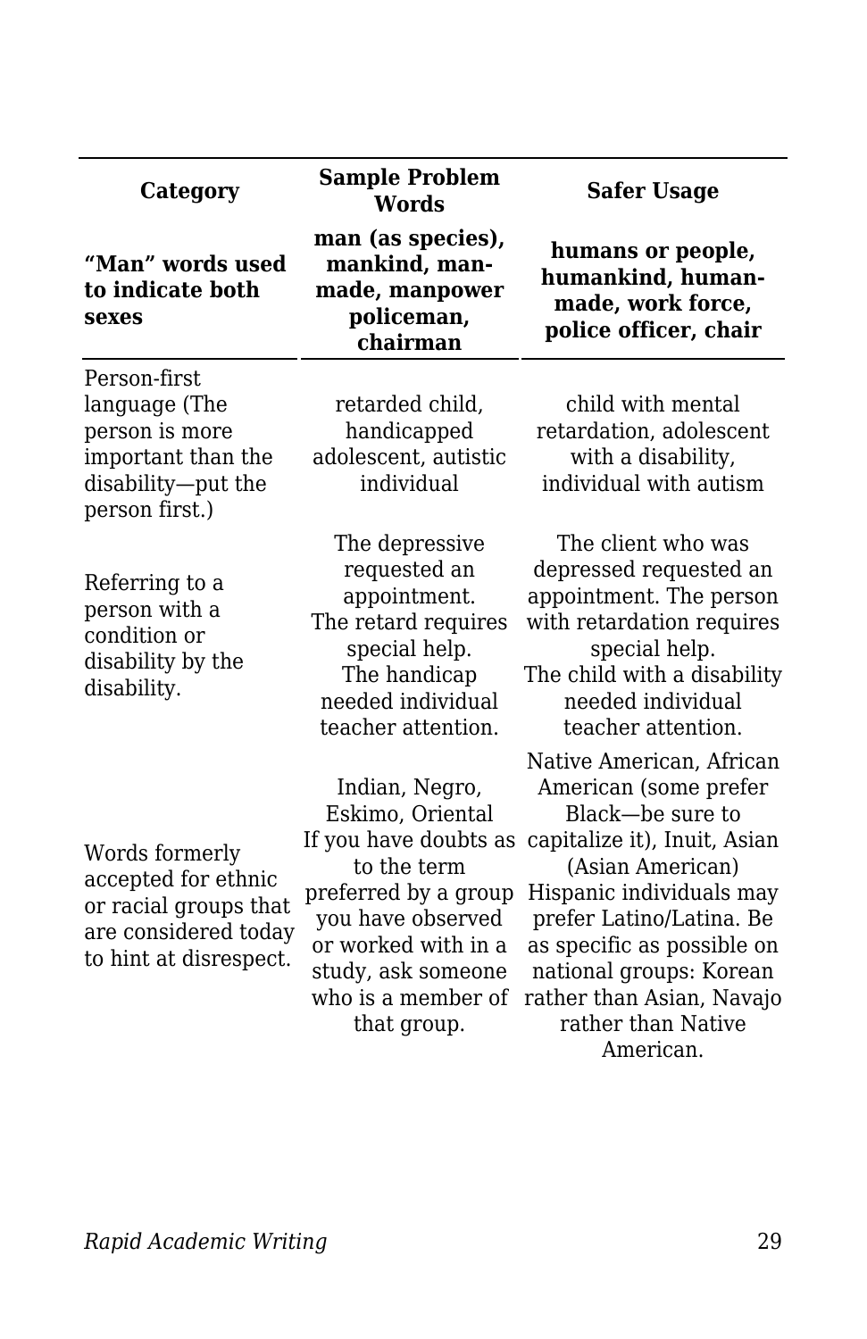| Category | Sample Problem Words | Safer Usage |
|---|---|---|
| **“Man” words used to indicate both sexes** | **man (as species), mankind, man-made, manpower policeman, chairman** | **humans or people, humankind, human-made, work force, police officer, chair** |
| Person-first language (The person is more important than the disability—put the person first.) | retarded child, handicapped adolescent, autistic individual | child with mental retardation, adolescent with a disability, individual with autism |
| Referring to a person with a condition or disability by the disability. | The depressive requested an appointment. The retard requires special help. The handicap needed individual teacher attention. | The client who was depressed requested an appointment. The person with retardation requires special help. The child with a disability needed individual teacher attention. |
| Words formerly accepted for ethnic or racial groups that are considered today to hint at disrespect. | Indian, Negro, Eskimo, Oriental If you have doubts as to the term preferred by a group you have observed or worked with in a study, ask someone who is a member of that group. | Native American, African American (some prefer Black—be sure to capitalize it), Inuit, Asian (Asian American) Hispanic individuals may prefer Latino/Latina. Be as specific as possible on national groups: Korean rather than Asian, Navajo rather than Native American. |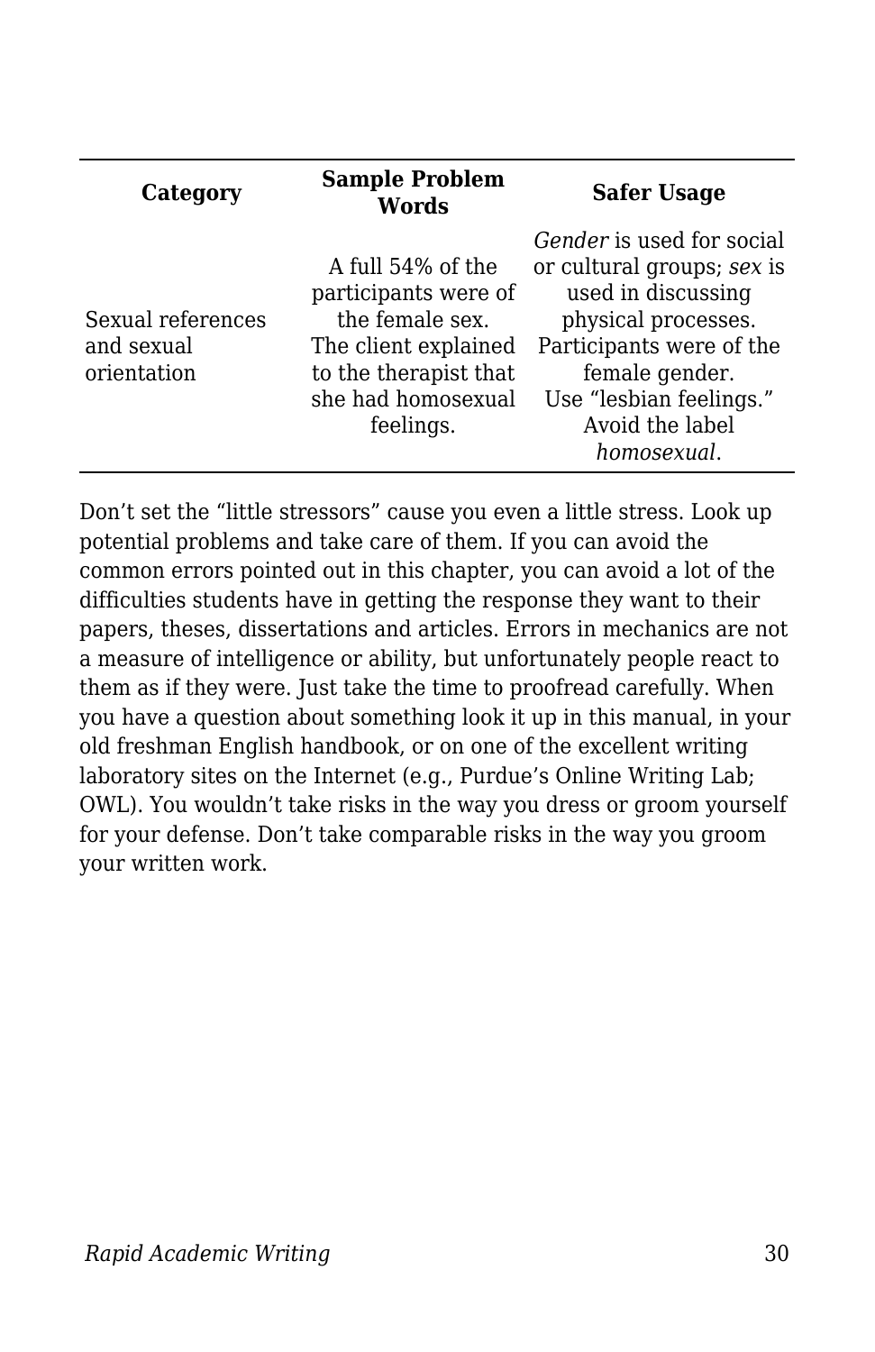| Category | Sample Problem Words | Safer Usage |
| --- | --- | --- |
| Sexual references and sexual orientation | A full 54% of the participants were of the female sex. The client explained to the therapist that she had homosexual feelings. | *Gender* is used for social or cultural groups; *sex* is used in discussing physical processes. Participants were of the female gender. Use “lesbian feelings.” Avoid the label *homosexual*. |

Don’t set the “little stressors” cause you even a little stress. Look up potential problems and take care of them. If you can avoid the common errors pointed out in this chapter, you can avoid a lot of the difficulties students have in getting the response they want to their papers, theses, dissertations and articles. Errors in mechanics are not a measure of intelligence or ability, but unfortunately people react to them as if they were. Just take the time to proofread carefully. When you have a question about something look it up in this manual, in your old freshman English handbook, or on one of the excellent writing laboratory sites on the Internet (e.g., Purdue’s Online Writing Lab; OWL). You wouldn’t take risks in the way you dress or groom yourself for your defense. Don’t take comparable risks in the way you groom your written work.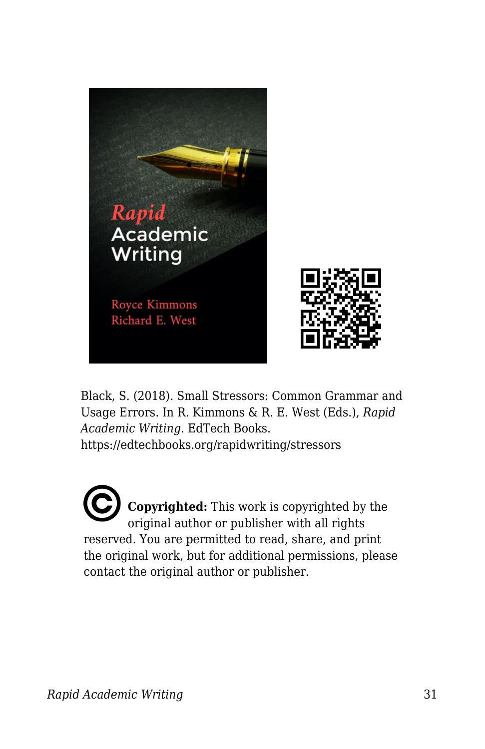Black, S. (2018). Small Stressors: Common Grammar and Usage Errors. In R. Kimmons & R. E. West (Eds.), *Rapid Academic Writing*. EdTech Books. https://edtechbooks.org/rapidwriting/stressors

**Copyrighted:** This work is copyrighted by the original author or publisher with all rights reserved. You are permitted to read, share, and print the original work, but for additional permissions, please contact the original author or publisher.